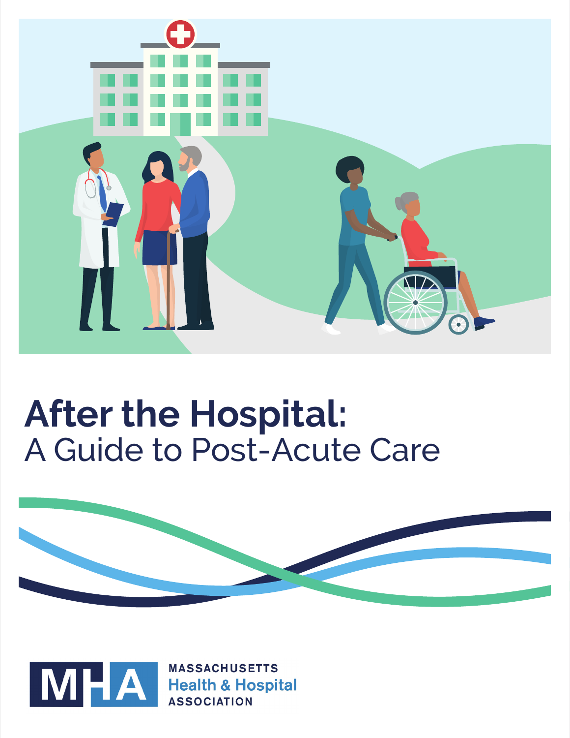# After the Hospital:
## A Guide to Post-Acute Care

MHA

MASSACHUSETTS
Health & Hospital
ASSOCIATION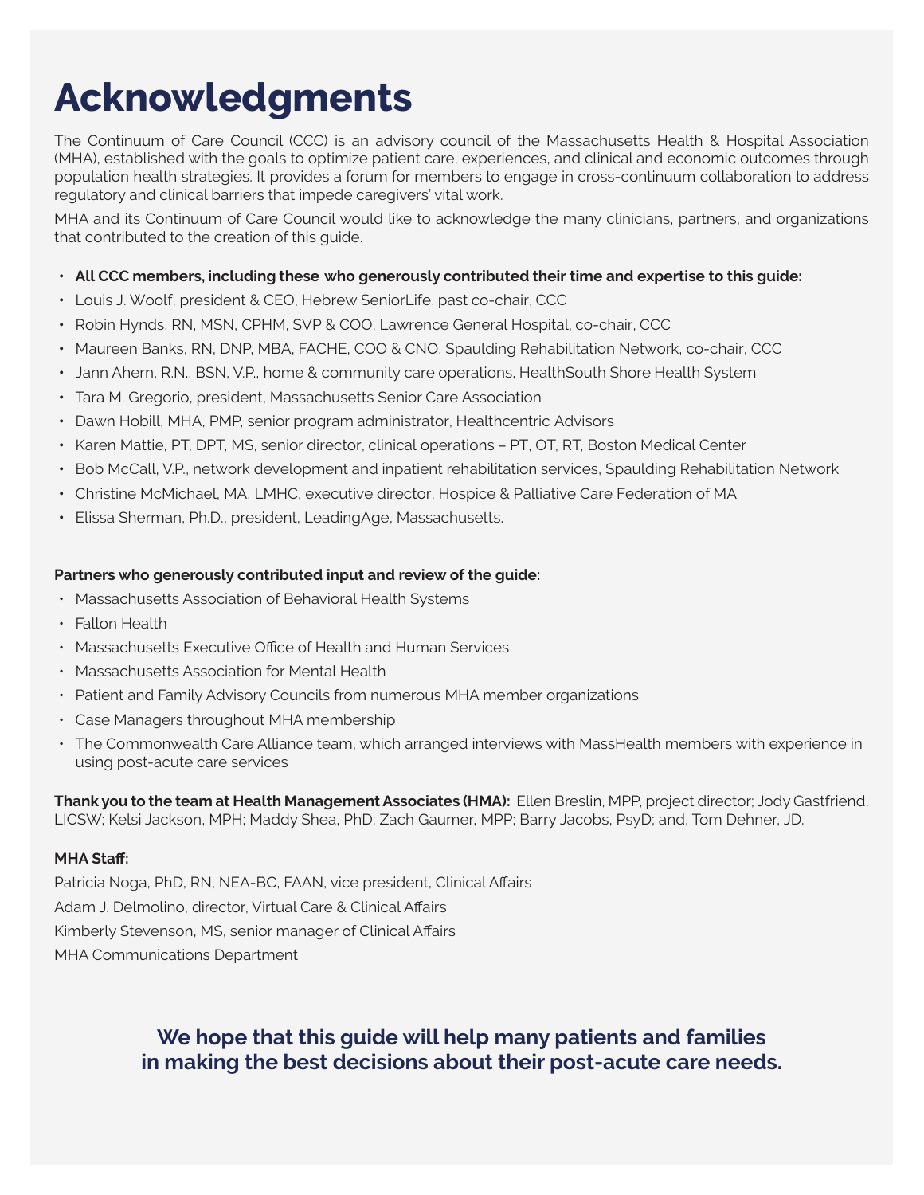# Acknowledgments

The Continuum of Care Council (CCC) is an advisory council of the Massachusetts Health & Hospital Association (MHA), established with the goals to optimize patient care, experiences, and clinical and economic outcomes through population health strategies. It provides a forum for members to engage in cross-continuum collaboration to address regulatory and clinical barriers that impede caregivers' vital work.

MHA and its Continuum of Care Council would like to acknowledge the many clinicians, partners, and organizations that contributed to the creation of this guide.

- **All CCC members, including these who generously contributed their time and expertise to this guide:**
- Louis J. Woolf, president & CEO, Hebrew SeniorLife, past co-chair, CCC
- Robin Hynds, RN, MSN, CPHM, SVP & COO, Lawrence General Hospital, co-chair, CCC
- Maureen Banks, RN, DNP, MBA, FACHE, COO & CNO, Spaulding Rehabilitation Network, co-chair, CCC
- Jann Ahern, R.N., BSN, V.P., home & community care operations, HealthSouth Shore Health System
- Tara M. Gregorio, president, Massachusetts Senior Care Association
- Dawn Hobill, MHA, PMP, senior program administrator, Healthcentric Advisors
- Karen Mattie, PT, DPT, MS, senior director, clinical operations – PT, OT, RT, Boston Medical Center
- Bob McCall, V.P., network development and inpatient rehabilitation services, Spaulding Rehabilitation Network
- Christine McMichael, MA, LMHC, executive director, Hospice & Palliative Care Federation of MA
- Elissa Sherman, Ph.D., president, LeadingAge, Massachusetts.

**Partners who generously contributed input and review of the guide:**

- Massachusetts Association of Behavioral Health Systems
- Fallon Health
- Massachusetts Executive Office of Health and Human Services
- Massachusetts Association for Mental Health
- Patient and Family Advisory Councils from numerous MHA member organizations
- Case Managers throughout MHA membership
- The Commonwealth Care Alliance team, which arranged interviews with MassHealth members with experience in using post-acute care services

**Thank you to the team at Health Management Associates (HMA):** Ellen Breslin, MPP, project director; Jody Gastfriend, LICSW; Kelsi Jackson, MPH; Maddy Shea, PhD; Zach Gaumer, MPP; Barry Jacobs, PsyD; and, Tom Dehner, JD.

**MHA Staff:**

Patricia Noga, PhD, RN, NEA-BC, FAAN, vice president, Clinical Affairs

Adam J. Delmolino, director, Virtual Care & Clinical Affairs

Kimberly Stevenson, MS, senior manager of Clinical Affairs

MHA Communications Department

**We hope that this guide will help many patients and families in making the best decisions about their post-acute care needs.**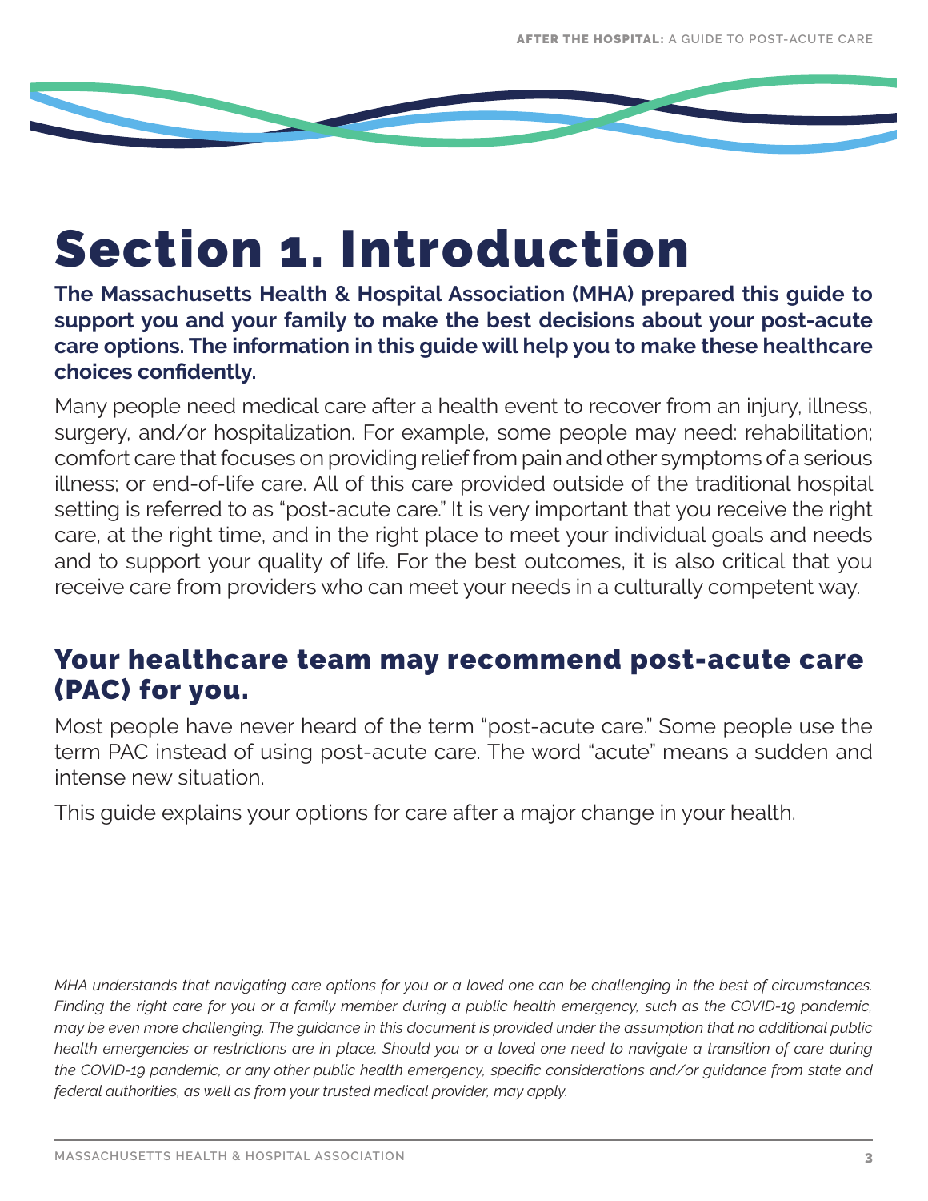# Section 1. Introduction

**The Massachusetts Health & Hospital Association (MHA) prepared this guide to support you and your family to make the best decisions about your post-acute care options. The information in this guide will help you to make these healthcare choices confidently.**

Many people need medical care after a health event to recover from an injury, illness, surgery, and/or hospitalization. For example, some people may need: rehabilitation; comfort care that focuses on providing relief from pain and other symptoms of a serious illness; or end-of-life care. All of this care provided outside of the traditional hospital setting is referred to as "post-acute care." It is very important that you receive the right care, at the right time, and in the right place to meet your individual goals and needs and to support your quality of life. For the best outcomes, it is also critical that you receive care from providers who can meet your needs in a culturally competent way.

## Your healthcare team may recommend post-acute care (PAC) for you.

Most people have never heard of the term "post-acute care." Some people use the term PAC instead of using post-acute care. The word "acute" means a sudden and intense new situation.

This guide explains your options for care after a major change in your health.

*MHA understands that navigating care options for you or a loved one can be challenging in the best of circumstances. Finding the right care for you or a family member during a public health emergency, such as the COVID-19 pandemic, may be even more challenging. The guidance in this document is provided under the assumption that no additional public health emergencies or restrictions are in place. Should you or a loved one need to navigate a transition of care during the COVID-19 pandemic, or any other public health emergency, specific considerations and/or guidance from state and federal authorities, as well as from your trusted medical provider, may apply.*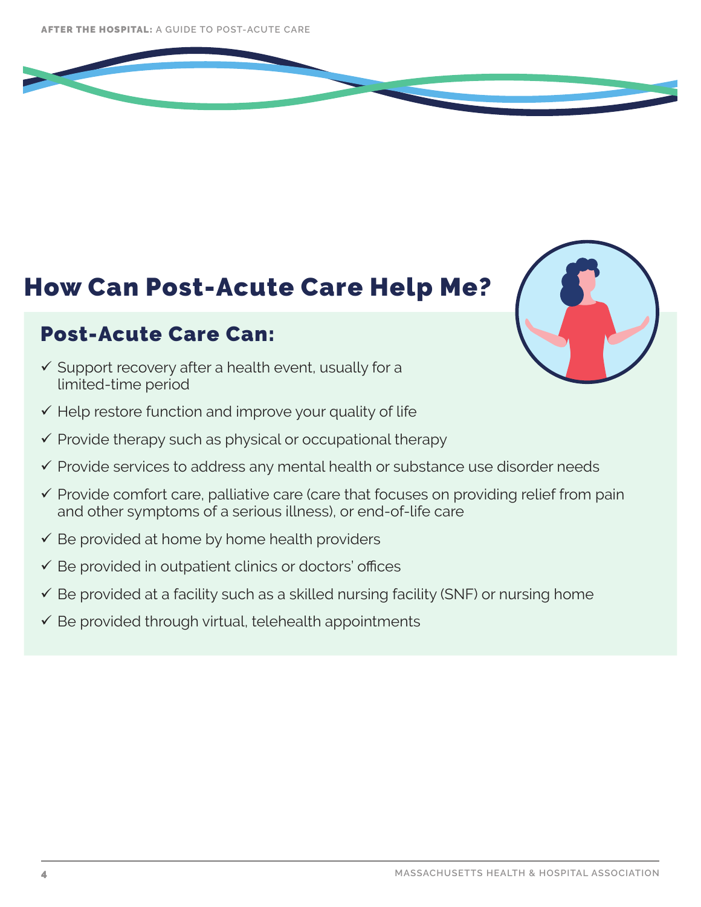# How Can Post-Acute Care Help Me?

## Post-Acute Care Can:

- ✓ Support recovery after a health event, usually for a limited-time period
- ✓ Help restore function and improve your quality of life
- ✓ Provide therapy such as physical or occupational therapy
- ✓ Provide services to address any mental health or substance use disorder needs
- ✓ Provide comfort care, palliative care (care that focuses on providing relief from pain and other symptoms of a serious illness), or end-of-life care
- ✓ Be provided at home by home health providers
- ✓ Be provided in outpatient clinics or doctors' offices
- ✓ Be provided at a facility such as a skilled nursing facility (SNF) or nursing home
- ✓ Be provided through virtual, telehealth appointments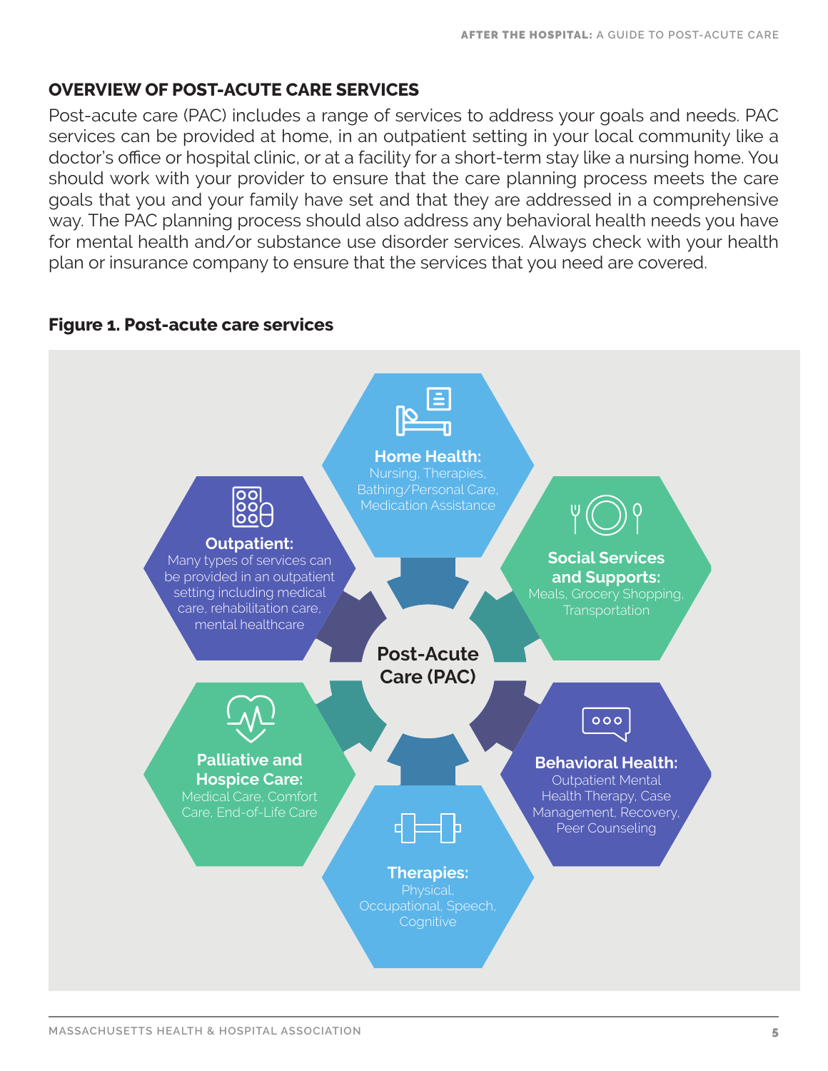## OVERVIEW OF POST-ACUTE CARE SERVICES

Post-acute care (PAC) includes a range of services to address your goals and needs. PAC services can be provided at home, in an outpatient setting in your local community like a doctor's office or hospital clinic, or at a facility for a short-term stay like a nursing home. You should work with your provider to ensure that the care planning process meets the care goals that you and your family have set and that they are addressed in a comprehensive way. The PAC planning process should also address any behavioral health needs you have for mental health and/or substance use disorder services. Always check with your health plan or insurance company to ensure that the services that you need are covered.

**Figure 1. Post-acute care services**

**Post-Acute Care (PAC)**

**Home Health:** Nursing, Therapies, Bathing/Personal Care, Medication Assistance

**Social Services and Supports:** Meals, Grocery Shopping, Transportation

**Behavioral Health:** Outpatient Mental Health Therapy, Case Management, Recovery, Peer Counseling

**Therapies:** Physical, Occupational, Speech, Cognitive

**Palliative and Hospice Care:** Medical Care, Comfort Care, End-of-Life Care

**Outpatient:** Many types of services can be provided in an outpatient setting including medical care, rehabilitation care, mental healthcare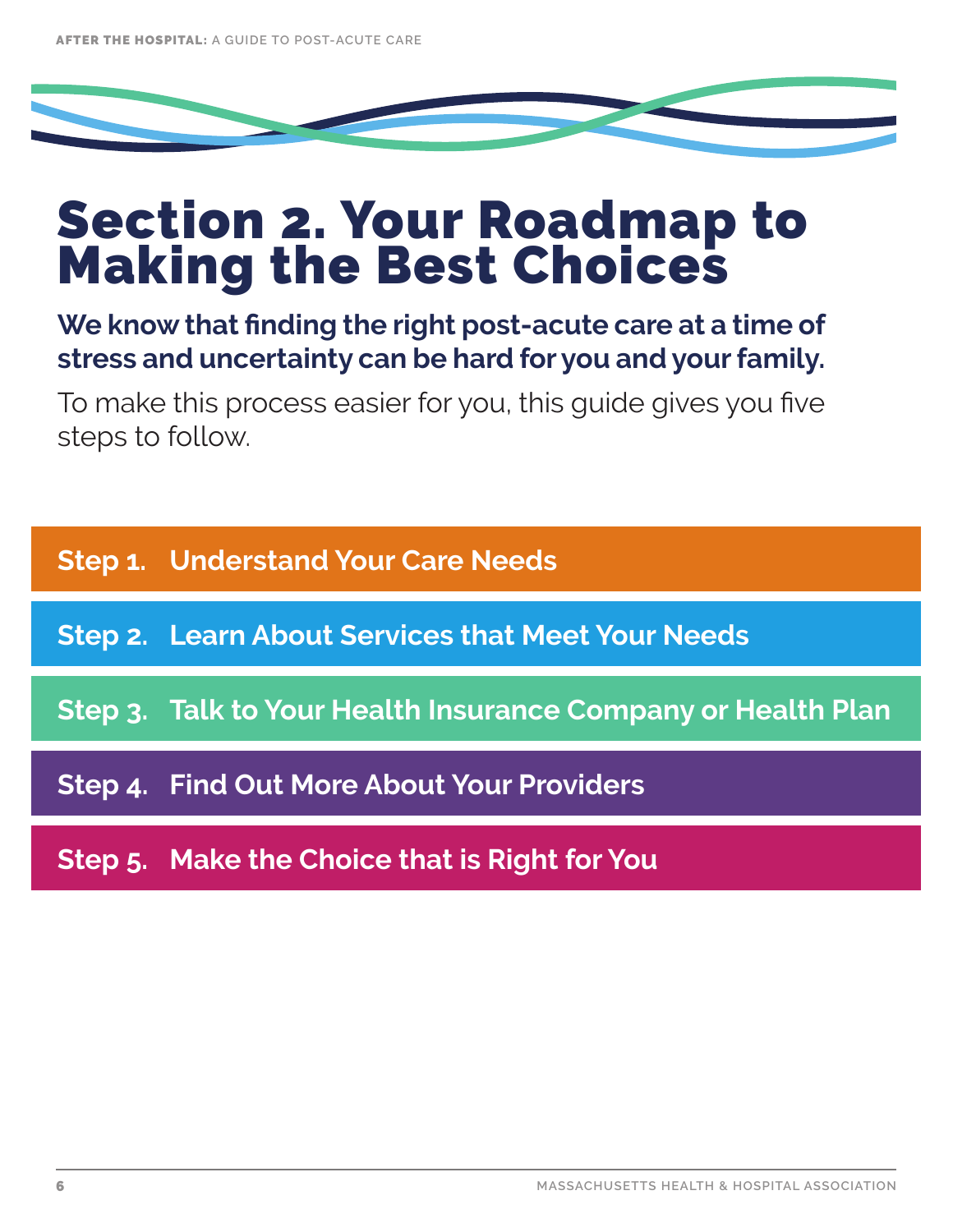# Section 2. Your Roadmap to Making the Best Choices

**We know that finding the right post-acute care at a time of stress and uncertainty can be hard for you and your family.**

To make this process easier for you, this guide gives you five steps to follow.

**Step 1. Understand Your Care Needs**

**Step 2. Learn About Services that Meet Your Needs**

**Step 3. Talk to Your Health Insurance Company or Health Plan**

**Step 4. Find Out More About Your Providers**

**Step 5. Make the Choice that is Right for You**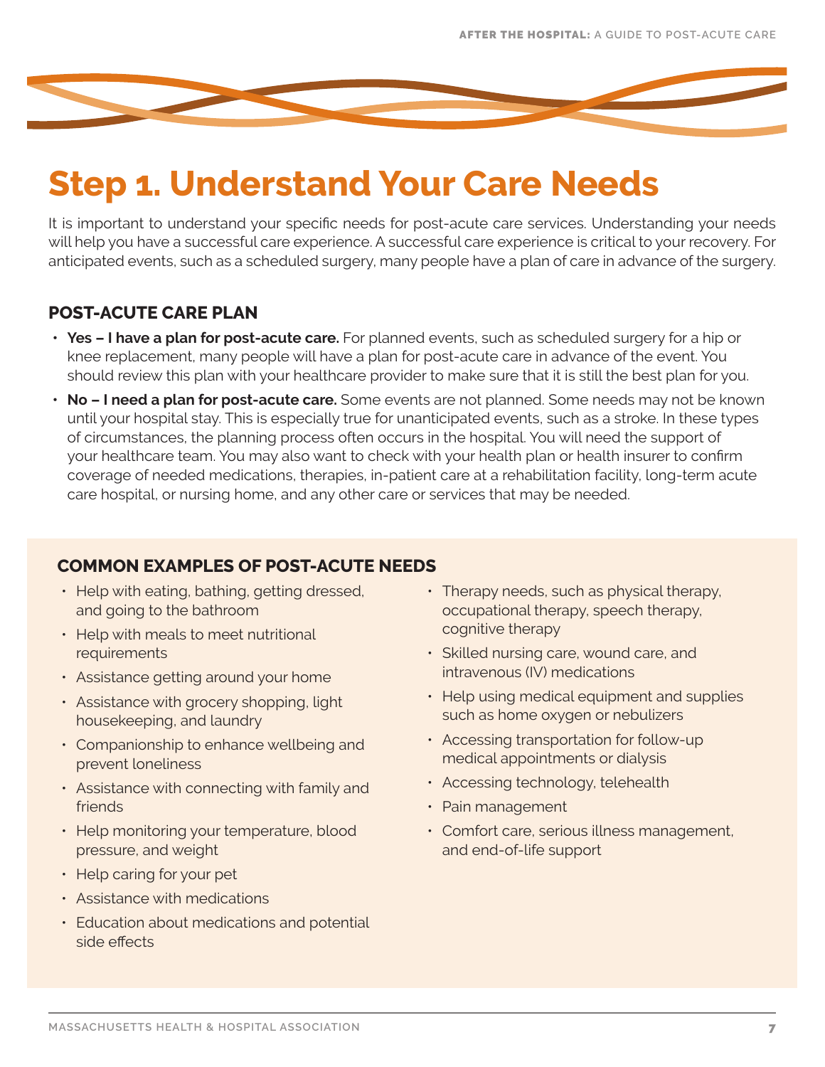# Step 1. Understand Your Care Needs

It is important to understand your specific needs for post-acute care services. Understanding your needs will help you have a successful care experience. A successful care experience is critical to your recovery. For anticipated events, such as a scheduled surgery, many people have a plan of care in advance of the surgery.

## POST-ACUTE CARE PLAN

- **Yes – I have a plan for post-acute care.** For planned events, such as scheduled surgery for a hip or knee replacement, many people will have a plan for post-acute care in advance of the event. You should review this plan with your healthcare provider to make sure that it is still the best plan for you.
- **No – I need a plan for post-acute care.** Some events are not planned. Some needs may not be known until your hospital stay. This is especially true for unanticipated events, such as a stroke. In these types of circumstances, the planning process often occurs in the hospital. You will need the support of your healthcare team. You may also want to check with your health plan or health insurer to confirm coverage of needed medications, therapies, in-patient care at a rehabilitation facility, long-term acute care hospital, or nursing home, and any other care or services that may be needed.

## COMMON EXAMPLES OF POST-ACUTE NEEDS

- Help with eating, bathing, getting dressed, and going to the bathroom
- Help with meals to meet nutritional requirements
- Assistance getting around your home
- Assistance with grocery shopping, light housekeeping, and laundry
- Companionship to enhance wellbeing and prevent loneliness
- Assistance with connecting with family and friends
- Help monitoring your temperature, blood pressure, and weight
- Help caring for your pet
- Assistance with medications
- Education about medications and potential side effects
- Therapy needs, such as physical therapy, occupational therapy, speech therapy, cognitive therapy
- Skilled nursing care, wound care, and intravenous (IV) medications
- Help using medical equipment and supplies such as home oxygen or nebulizers
- Accessing transportation for follow-up medical appointments or dialysis
- Accessing technology, telehealth
- Pain management
- Comfort care, serious illness management, and end-of-life support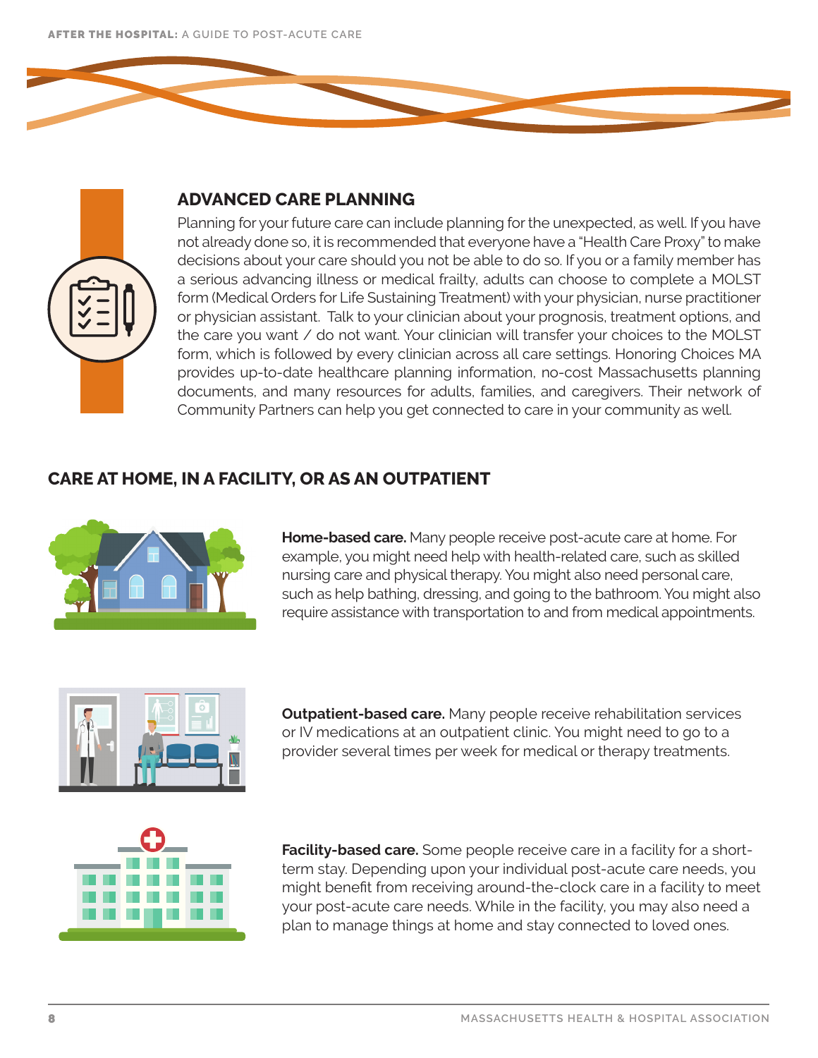## ADVANCED CARE PLANNING

Planning for your future care can include planning for the unexpected, as well. If you have not already done so, it is recommended that everyone have a "Health Care Proxy" to make decisions about your care should you not be able to do so. If you or a family member has a serious advancing illness or medical frailty, adults can choose to complete a MOLST form (Medical Orders for Life Sustaining Treatment) with your physician, nurse practitioner or physician assistant. Talk to your clinician about your prognosis, treatment options, and the care you want / do not want. Your clinician will transfer your choices to the MOLST form, which is followed by every clinician across all care settings. Honoring Choices MA provides up-to-date healthcare planning information, no-cost Massachusetts planning documents, and many resources for adults, families, and caregivers. Their network of Community Partners can help you get connected to care in your community as well.

## CARE AT HOME, IN A FACILITY, OR AS AN OUTPATIENT

**Home-based care.** Many people receive post-acute care at home. For example, you might need help with health-related care, such as skilled nursing care and physical therapy. You might also need personal care, such as help bathing, dressing, and going to the bathroom. You might also require assistance with transportation to and from medical appointments.

**Outpatient-based care.** Many people receive rehabilitation services or IV medications at an outpatient clinic. You might need to go to a provider several times per week for medical or therapy treatments.

**Facility-based care.** Some people receive care in a facility for a short-term stay. Depending upon your individual post-acute care needs, you might benefit from receiving around-the-clock care in a facility to meet your post-acute care needs. While in the facility, you may also need a plan to manage things at home and stay connected to loved ones.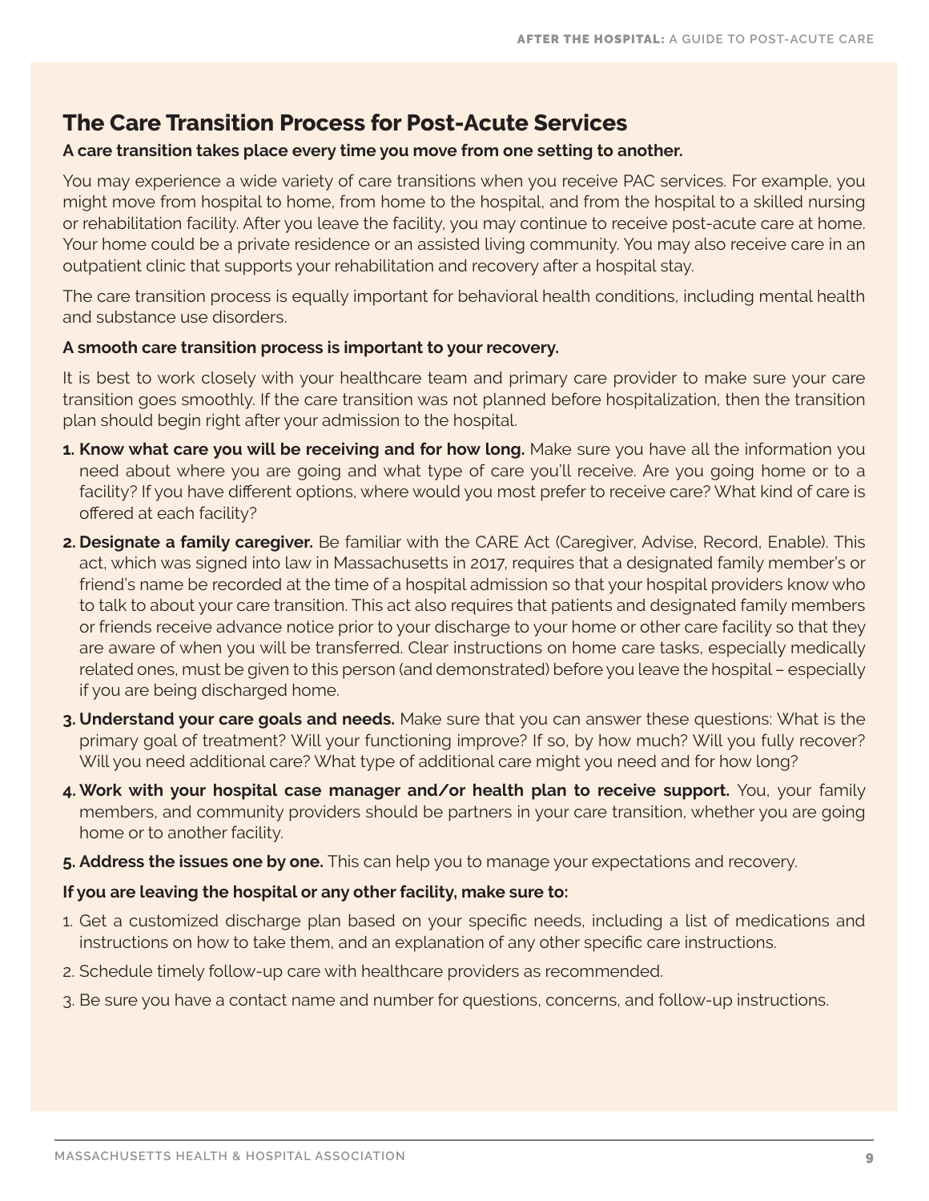## The Care Transition Process for Post-Acute Services

**A care transition takes place every time you move from one setting to another.**

You may experience a wide variety of care transitions when you receive PAC services. For example, you might move from hospital to home, from home to the hospital, and from the hospital to a skilled nursing or rehabilitation facility. After you leave the facility, you may continue to receive post-acute care at home. Your home could be a private residence or an assisted living community. You may also receive care in an outpatient clinic that supports your rehabilitation and recovery after a hospital stay.

The care transition process is equally important for behavioral health conditions, including mental health and substance use disorders.

**A smooth care transition process is important to your recovery.**

It is best to work closely with your healthcare team and primary care provider to make sure your care transition goes smoothly. If the care transition was not planned before hospitalization, then the transition plan should begin right after your admission to the hospital.

1. **Know what care you will be receiving and for how long.** Make sure you have all the information you need about where you are going and what type of care you'll receive. Are you going home or to a facility? If you have different options, where would you most prefer to receive care? What kind of care is offered at each facility?
2. **Designate a family caregiver.** Be familiar with the CARE Act (Caregiver, Advise, Record, Enable). This act, which was signed into law in Massachusetts in 2017, requires that a designated family member's or friend's name be recorded at the time of a hospital admission so that your hospital providers know who to talk to about your care transition. This act also requires that patients and designated family members or friends receive advance notice prior to your discharge to your home or other care facility so that they are aware of when you will be transferred. Clear instructions on home care tasks, especially medically related ones, must be given to this person (and demonstrated) before you leave the hospital – especially if you are being discharged home.
3. **Understand your care goals and needs.** Make sure that you can answer these questions: What is the primary goal of treatment? Will your functioning improve? If so, by how much? Will you fully recover? Will you need additional care? What type of additional care might you need and for how long?
4. **Work with your hospital case manager and/or health plan to receive support.** You, your family members, and community providers should be partners in your care transition, whether you are going home or to another facility.
5. **Address the issues one by one.** This can help you to manage your expectations and recovery.

**If you are leaving the hospital or any other facility, make sure to:**

1. Get a customized discharge plan based on your specific needs, including a list of medications and instructions on how to take them, and an explanation of any other specific care instructions.
2. Schedule timely follow-up care with healthcare providers as recommended.
3. Be sure you have a contact name and number for questions, concerns, and follow-up instructions.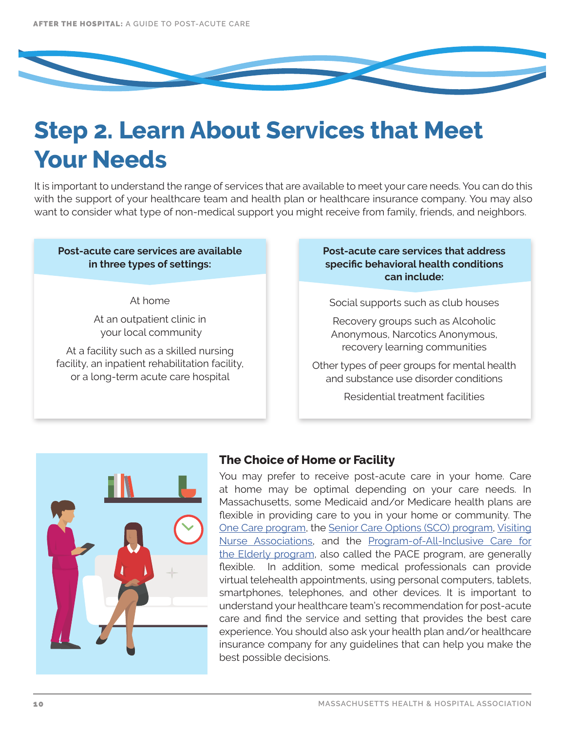# Step 2. Learn About Services that Meet Your Needs

It is important to understand the range of services that are available to meet your care needs. You can do this with the support of your healthcare team and health plan or healthcare insurance company. You may also want to consider what type of non-medical support you might receive from family, friends, and neighbors.

**Post-acute care services are available in three types of settings:**

- At home
- At an outpatient clinic in your local community
- At a facility such as a skilled nursing facility, an inpatient rehabilitation facility, or a long-term acute care hospital

**Post-acute care services that address specific behavioral health conditions can include:**

- Social supports such as club houses
- Recovery groups such as Alcoholic Anonymous, Narcotics Anonymous, recovery learning communities
- Other types of peer groups for mental health and substance use disorder conditions
- Residential treatment facilities

### The Choice of Home or Facility

You may prefer to receive post-acute care in your home. Care at home may be optimal depending on your care needs. In Massachusetts, some Medicaid and/or Medicare health plans are flexible in providing care to you in your home or community. The One Care program, the Senior Care Options (SCO) program, Visiting Nurse Associations, and the Program-of-All-Inclusive Care for the Elderly program, also called the PACE program, are generally flexible. In addition, some medical professionals can provide virtual telehealth appointments, using personal computers, tablets, smartphones, telephones, and other devices. It is important to understand your healthcare team's recommendation for post-acute care and find the service and setting that provides the best care experience. You should also ask your health plan and/or healthcare insurance company for any guidelines that can help you make the best possible decisions.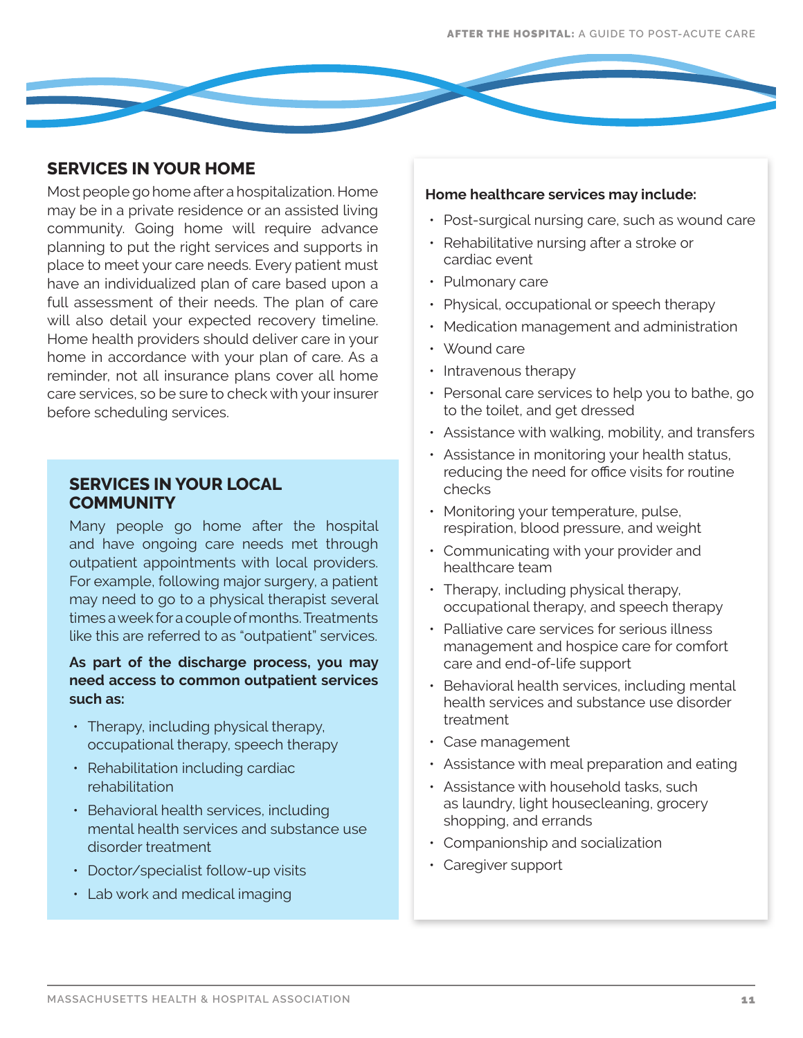## SERVICES IN YOUR HOME

Most people go home after a hospitalization. Home may be in a private residence or an assisted living community. Going home will require advance planning to put the right services and supports in place to meet your care needs. Every patient must have an individualized plan of care based upon a full assessment of their needs. The plan of care will also detail your expected recovery timeline. Home health providers should deliver care in your home in accordance with your plan of care. As a reminder, not all insurance plans cover all home care services, so be sure to check with your insurer before scheduling services.

### SERVICES IN YOUR LOCAL COMMUNITY

Many people go home after the hospital and have ongoing care needs met through outpatient appointments with local providers. For example, following major surgery, a patient may need to go to a physical therapist several times a week for a couple of months. Treatments like this are referred to as "outpatient" services.

**As part of the discharge process, you may need access to common outpatient services such as:**

- Therapy, including physical therapy, occupational therapy, speech therapy
- Rehabilitation including cardiac rehabilitation
- Behavioral health services, including mental health services and substance use disorder treatment
- Doctor/specialist follow-up visits
- Lab work and medical imaging

**Home healthcare services may include:**

- Post-surgical nursing care, such as wound care
- Rehabilitative nursing after a stroke or cardiac event
- Pulmonary care
- Physical, occupational or speech therapy
- Medication management and administration
- Wound care
- Intravenous therapy
- Personal care services to help you to bathe, go to the toilet, and get dressed
- Assistance with walking, mobility, and transfers
- Assistance in monitoring your health status, reducing the need for office visits for routine checks
- Monitoring your temperature, pulse, respiration, blood pressure, and weight
- Communicating with your provider and healthcare team
- Therapy, including physical therapy, occupational therapy, and speech therapy
- Palliative care services for serious illness management and hospice care for comfort care and end-of-life support
- Behavioral health services, including mental health services and substance use disorder treatment
- Case management
- Assistance with meal preparation and eating
- Assistance with household tasks, such as laundry, light housecleaning, grocery shopping, and errands
- Companionship and socialization
- Caregiver support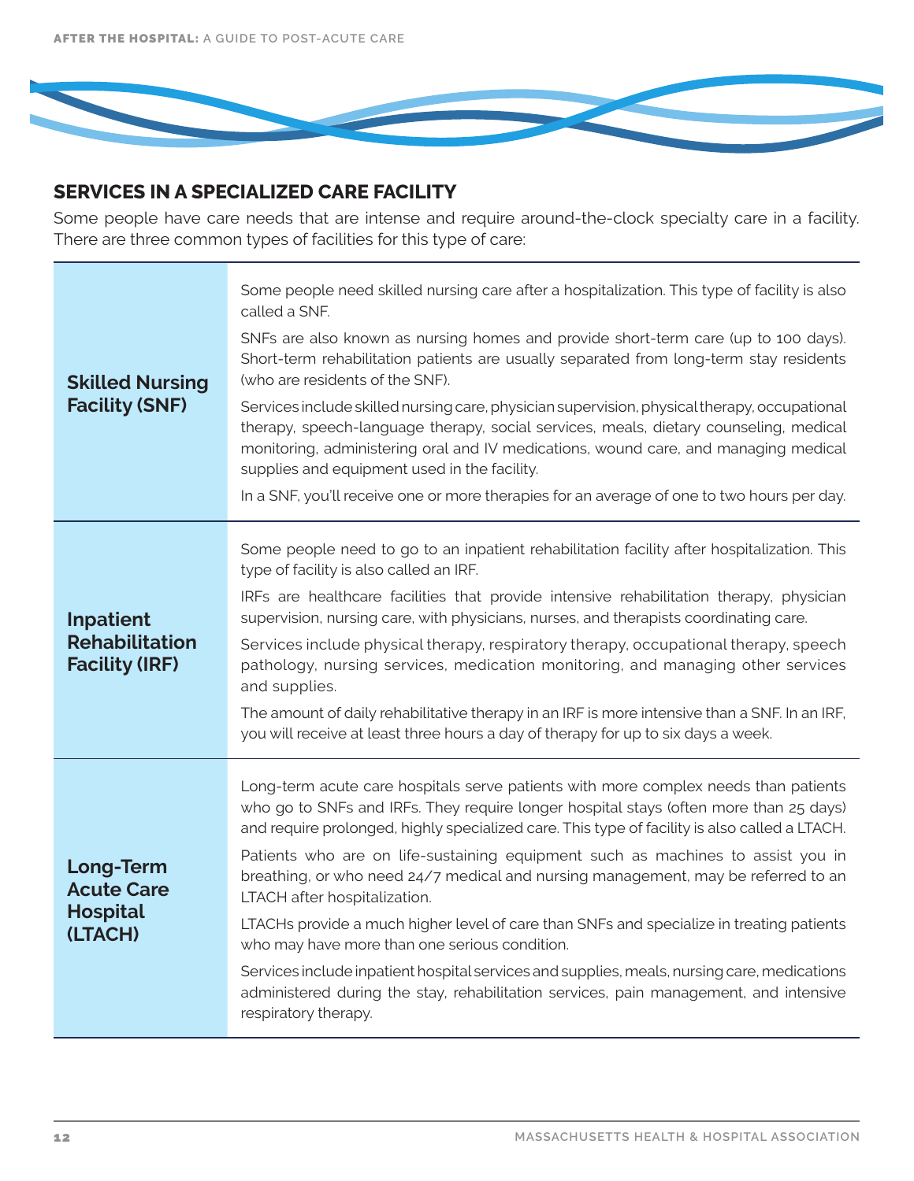## SERVICES IN A SPECIALIZED CARE FACILITY

Some people have care needs that are intense and require around-the-clock specialty care in a facility. There are three common types of facilities for this type of care:

| Facility | Description |
| --- | --- |
| **Skilled Nursing Facility (SNF)** | Some people need skilled nursing care after a hospitalization. This type of facility is also called a SNF.<br><br>SNFs are also known as nursing homes and provide short-term care (up to 100 days). Short-term rehabilitation patients are usually separated from long-term stay residents (who are residents of the SNF).<br><br>Services include skilled nursing care, physician supervision, physical therapy, occupational therapy, speech-language therapy, social services, meals, dietary counseling, medical monitoring, administering oral and IV medications, wound care, and managing medical supplies and equipment used in the facility.<br><br>In a SNF, you'll receive one or more therapies for an average of one to two hours per day. |
| **Inpatient Rehabilitation Facility (IRF)** | Some people need to go to an inpatient rehabilitation facility after hospitalization. This type of facility is also called an IRF.<br><br>IRFs are healthcare facilities that provide intensive rehabilitation therapy, physician supervision, nursing care, with physicians, nurses, and therapists coordinating care.<br><br>Services include physical therapy, respiratory therapy, occupational therapy, speech pathology, nursing services, medication monitoring, and managing other services and supplies.<br><br>The amount of daily rehabilitative therapy in an IRF is more intensive than a SNF. In an IRF, you will receive at least three hours a day of therapy for up to six days a week. |
| **Long-Term Acute Care Hospital (LTACH)** | Long-term acute care hospitals serve patients with more complex needs than patients who go to SNFs and IRFs. They require longer hospital stays (often more than 25 days) and require prolonged, highly specialized care. This type of facility is also called a LTACH.<br><br>Patients who are on life-sustaining equipment such as machines to assist you in breathing, or who need 24/7 medical and nursing management, may be referred to an LTACH after hospitalization.<br><br>LTACHs provide a much higher level of care than SNFs and specialize in treating patients who may have more than one serious condition.<br><br>Services include inpatient hospital services and supplies, meals, nursing care, medications administered during the stay, rehabilitation services, pain management, and intensive respiratory therapy. |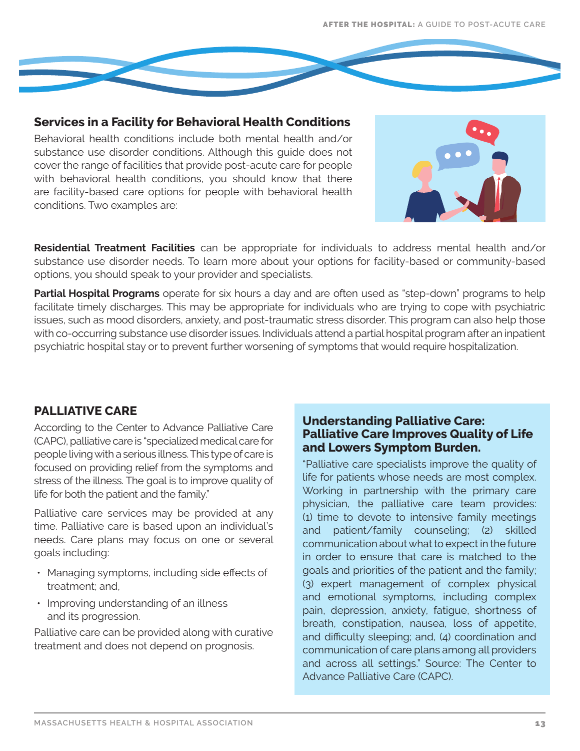## Services in a Facility for Behavioral Health Conditions

Behavioral health conditions include both mental health and/or substance use disorder conditions. Although this guide does not cover the range of facilities that provide post-acute care for people with behavioral health conditions, you should know that there are facility-based care options for people with behavioral health conditions. Two examples are:

**Residential Treatment Facilities** can be appropriate for individuals to address mental health and/or substance use disorder needs. To learn more about your options for facility-based or community-based options, you should speak to your provider and specialists.

**Partial Hospital Programs** operate for six hours a day and are often used as "step-down" programs to help facilitate timely discharges. This may be appropriate for individuals who are trying to cope with psychiatric issues, such as mood disorders, anxiety, and post-traumatic stress disorder. This program can also help those with co-occurring substance use disorder issues. Individuals attend a partial hospital program after an inpatient psychiatric hospital stay or to prevent further worsening of symptoms that would require hospitalization.

## PALLIATIVE CARE

According to the Center to Advance Palliative Care (CAPC), palliative care is "specialized medical care for people living with a serious illness. This type of care is focused on providing relief from the symptoms and stress of the illness. The goal is to improve quality of life for both the patient and the family."

Palliative care services may be provided at any time. Palliative care is based upon an individual's needs. Care plans may focus on one or several goals including:

- Managing symptoms, including side effects of treatment; and,
- Improving understanding of an illness and its progression.

Palliative care can be provided along with curative treatment and does not depend on prognosis.

### Understanding Palliative Care: Palliative Care Improves Quality of Life and Lowers Symptom Burden.

"Palliative care specialists improve the quality of life for patients whose needs are most complex. Working in partnership with the primary care physician, the palliative care team provides: (1) time to devote to intensive family meetings and patient/family counseling; (2) skilled communication about what to expect in the future in order to ensure that care is matched to the goals and priorities of the patient and the family; (3) expert management of complex physical and emotional symptoms, including complex pain, depression, anxiety, fatigue, shortness of breath, constipation, nausea, loss of appetite, and difficulty sleeping; and, (4) coordination and communication of care plans among all providers and across all settings." Source: The Center to Advance Palliative Care (CAPC).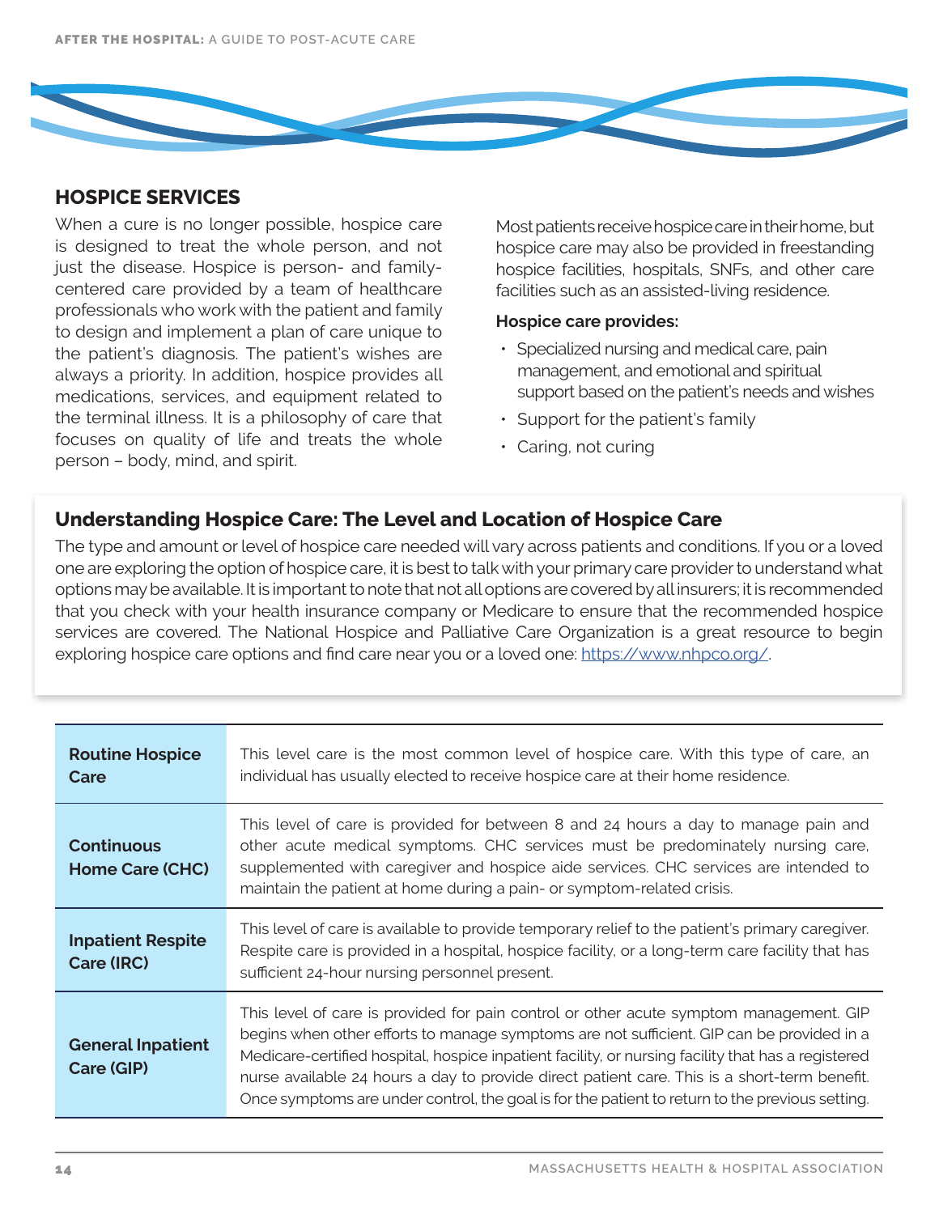## HOSPICE SERVICES

When a cure is no longer possible, hospice care is designed to treat the whole person, and not just the disease. Hospice is person- and family-centered care provided by a team of healthcare professionals who work with the patient and family to design and implement a plan of care unique to the patient's diagnosis. The patient's wishes are always a priority. In addition, hospice provides all medications, services, and equipment related to the terminal illness. It is a philosophy of care that focuses on quality of life and treats the whole person – body, mind, and spirit.

Most patients receive hospice care in their home, but hospice care may also be provided in freestanding hospice facilities, hospitals, SNFs, and other care facilities such as an assisted-living residence.

**Hospice care provides:**

- Specialized nursing and medical care, pain management, and emotional and spiritual support based on the patient's needs and wishes
- Support for the patient's family
- Caring, not curing

### Understanding Hospice Care: The Level and Location of Hospice Care

The type and amount or level of hospice care needed will vary across patients and conditions. If you or a loved one are exploring the option of hospice care, it is best to talk with your primary care provider to understand what options may be available. It is important to note that not all options are covered by all insurers; it is recommended that you check with your health insurance company or Medicare to ensure that the recommended hospice services are covered. The National Hospice and Palliative Care Organization is a great resource to begin exploring hospice care options and find care near you or a loved one: https://www.nhpco.org/.

| | |
|---|---|
| **Routine Hospice Care** | This level care is the most common level of hospice care. With this type of care, an individual has usually elected to receive hospice care at their home residence. |
| **Continuous Home Care (CHC)** | This level of care is provided for between 8 and 24 hours a day to manage pain and other acute medical symptoms. CHC services must be predominately nursing care, supplemented with caregiver and hospice aide services. CHC services are intended to maintain the patient at home during a pain- or symptom-related crisis. |
| **Inpatient Respite Care (IRC)** | This level of care is available to provide temporary relief to the patient's primary caregiver. Respite care is provided in a hospital, hospice facility, or a long-term care facility that has sufficient 24-hour nursing personnel present. |
| **General Inpatient Care (GIP)** | This level of care is provided for pain control or other acute symptom management. GIP begins when other efforts to manage symptoms are not sufficient. GIP can be provided in a Medicare-certified hospital, hospice inpatient facility, or nursing facility that has a registered nurse available 24 hours a day to provide direct patient care. This is a short-term benefit. Once symptoms are under control, the goal is for the patient to return to the previous setting. |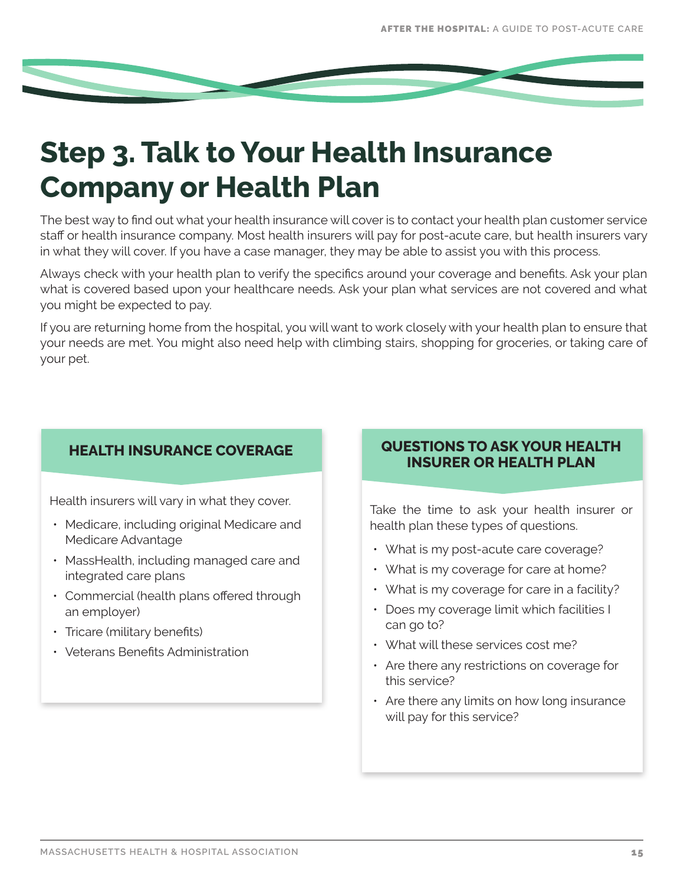# Step 3. Talk to Your Health Insurance Company or Health Plan

The best way to find out what your health insurance will cover is to contact your health plan customer service staff or health insurance company. Most health insurers will pay for post-acute care, but health insurers vary in what they will cover. If you have a case manager, they may be able to assist you with this process.

Always check with your health plan to verify the specifics around your coverage and benefits. Ask your plan what is covered based upon your healthcare needs. Ask your plan what services are not covered and what you might be expected to pay.

If you are returning home from the hospital, you will want to work closely with your health plan to ensure that your needs are met. You might also need help with climbing stairs, shopping for groceries, or taking care of your pet.

### HEALTH INSURANCE COVERAGE

Health insurers will vary in what they cover.

- Medicare, including original Medicare and Medicare Advantage
- MassHealth, including managed care and integrated care plans
- Commercial (health plans offered through an employer)
- Tricare (military benefits)
- Veterans Benefits Administration

### QUESTIONS TO ASK YOUR HEALTH INSURER OR HEALTH PLAN

Take the time to ask your health insurer or health plan these types of questions.

- What is my post-acute care coverage?
- What is my coverage for care at home?
- What is my coverage for care in a facility?
- Does my coverage limit which facilities I can go to?
- What will these services cost me?
- Are there any restrictions on coverage for this service?
- Are there any limits on how long insurance will pay for this service?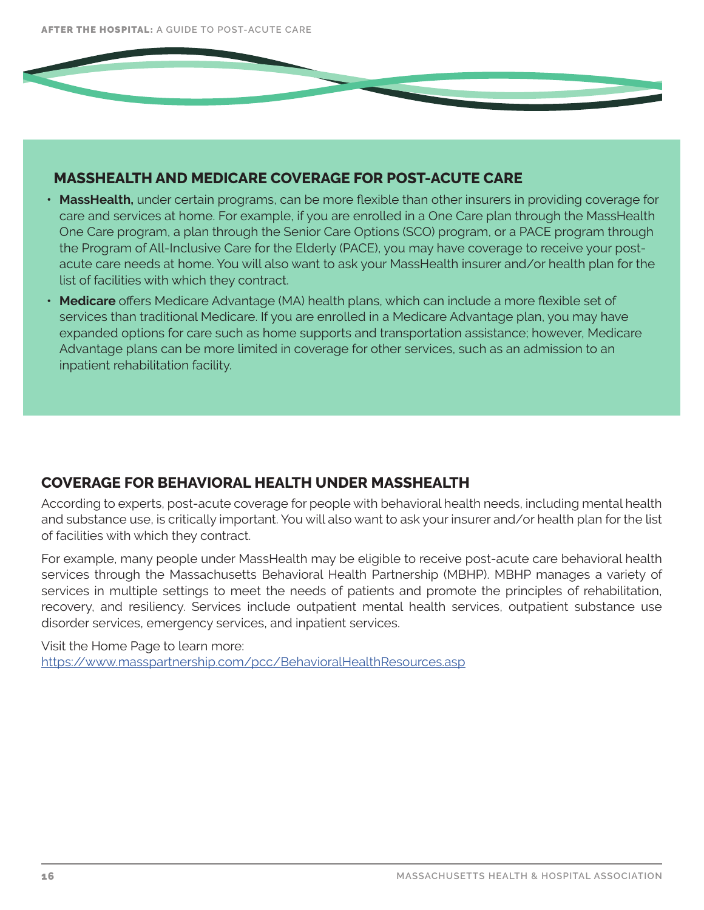## MASSHEALTH AND MEDICARE COVERAGE FOR POST-ACUTE CARE

- **MassHealth,** under certain programs, can be more flexible than other insurers in providing coverage for care and services at home. For example, if you are enrolled in a One Care plan through the MassHealth One Care program, a plan through the Senior Care Options (SCO) program, or a PACE program through the Program of All-Inclusive Care for the Elderly (PACE), you may have coverage to receive your post-acute care needs at home. You will also want to ask your MassHealth insurer and/or health plan for the list of facilities with which they contract.
- **Medicare** offers Medicare Advantage (MA) health plans, which can include a more flexible set of services than traditional Medicare. If you are enrolled in a Medicare Advantage plan, you may have expanded options for care such as home supports and transportation assistance; however, Medicare Advantage plans can be more limited in coverage for other services, such as an admission to an inpatient rehabilitation facility.

## COVERAGE FOR BEHAVIORAL HEALTH UNDER MASSHEALTH

According to experts, post-acute coverage for people with behavioral health needs, including mental health and substance use, is critically important. You will also want to ask your insurer and/or health plan for the list of facilities with which they contract.

For example, many people under MassHealth may be eligible to receive post-acute care behavioral health services through the Massachusetts Behavioral Health Partnership (MBHP). MBHP manages a variety of services in multiple settings to meet the needs of patients and promote the principles of rehabilitation, recovery, and resiliency. Services include outpatient mental health services, outpatient substance use disorder services, emergency services, and inpatient services.

Visit the Home Page to learn more:
https://www.masspartnership.com/pcc/BehavioralHealthResources.asp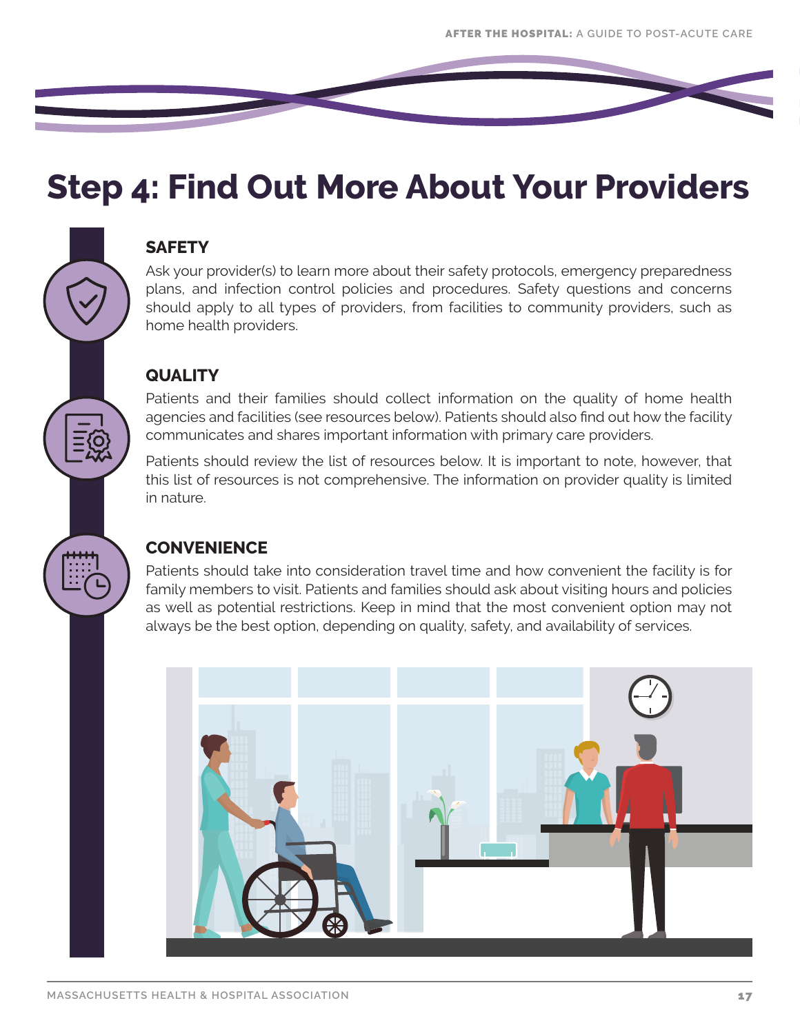# Step 4: Find Out More About Your Providers

### SAFETY

Ask your provider(s) to learn more about their safety protocols, emergency preparedness plans, and infection control policies and procedures. Safety questions and concerns should apply to all types of providers, from facilities to community providers, such as home health providers.

### QUALITY

Patients and their families should collect information on the quality of home health agencies and facilities (see resources below). Patients should also find out how the facility communicates and shares important information with primary care providers.

Patients should review the list of resources below. It is important to note, however, that this list of resources is not comprehensive. The information on provider quality is limited in nature.

### CONVENIENCE

Patients should take into consideration travel time and how convenient the facility is for family members to visit. Patients and families should ask about visiting hours and policies as well as potential restrictions. Keep in mind that the most convenient option may not always be the best option, depending on quality, safety, and availability of services.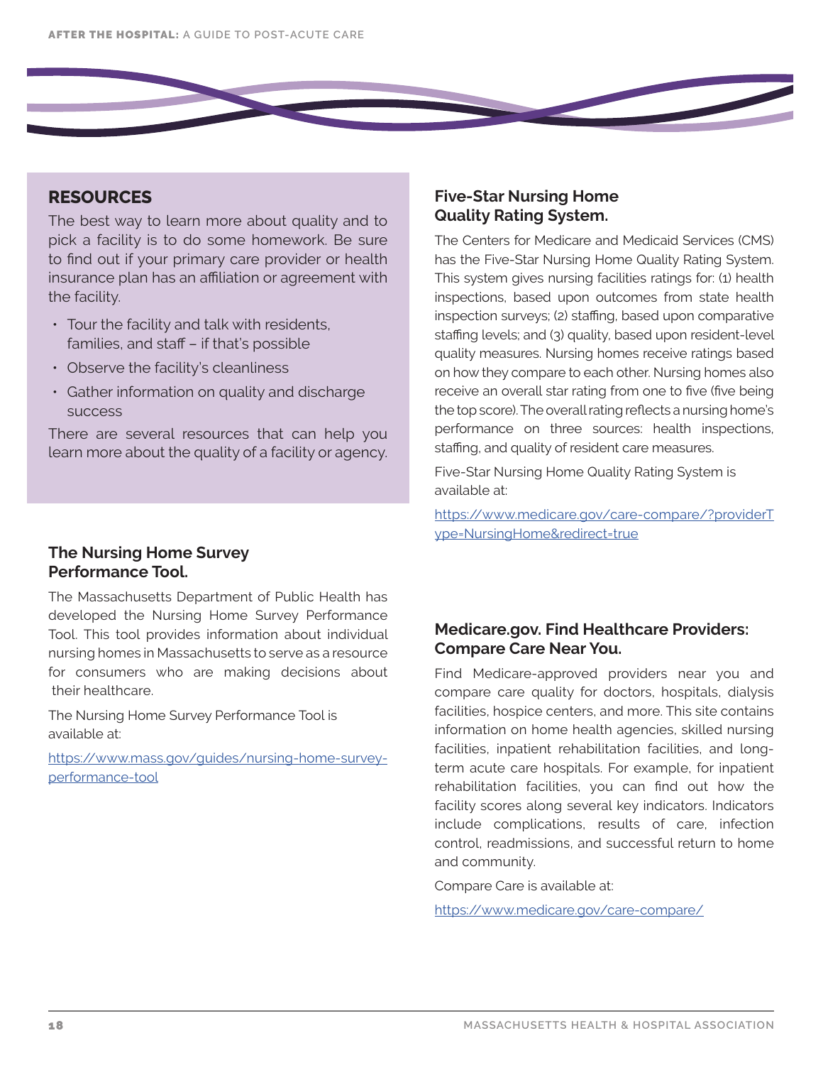## RESOURCES

The best way to learn more about quality and to pick a facility is to do some homework. Be sure to find out if your primary care provider or health insurance plan has an affiliation or agreement with the facility.

- Tour the facility and talk with residents, families, and staff – if that's possible
- Observe the facility's cleanliness
- Gather information on quality and discharge success

There are several resources that can help you learn more about the quality of a facility or agency.

### The Nursing Home Survey Performance Tool.

The Massachusetts Department of Public Health has developed the Nursing Home Survey Performance Tool. This tool provides information about individual nursing homes in Massachusetts to serve as a resource for consumers who are making decisions about their healthcare.

The Nursing Home Survey Performance Tool is available at:

https://www.mass.gov/guides/nursing-home-survey-performance-tool

### Five-Star Nursing Home Quality Rating System.

The Centers for Medicare and Medicaid Services (CMS) has the Five-Star Nursing Home Quality Rating System. This system gives nursing facilities ratings for: (1) health inspections, based upon outcomes from state health inspection surveys; (2) staffing, based upon comparative staffing levels; and (3) quality, based upon resident-level quality measures. Nursing homes receive ratings based on how they compare to each other. Nursing homes also receive an overall star rating from one to five (five being the top score). The overall rating reflects a nursing home's performance on three sources: health inspections, staffing, and quality of resident care measures.

Five-Star Nursing Home Quality Rating System is available at:

https://www.medicare.gov/care-compare/?providerType=NursingHome&redirect=true

### Medicare.gov. Find Healthcare Providers: Compare Care Near You.

Find Medicare-approved providers near you and compare care quality for doctors, hospitals, dialysis facilities, hospice centers, and more. This site contains information on home health agencies, skilled nursing facilities, inpatient rehabilitation facilities, and long-term acute care hospitals. For example, for inpatient rehabilitation facilities, you can find out how the facility scores along several key indicators. Indicators include complications, results of care, infection control, readmissions, and successful return to home and community.

Compare Care is available at:

https://www.medicare.gov/care-compare/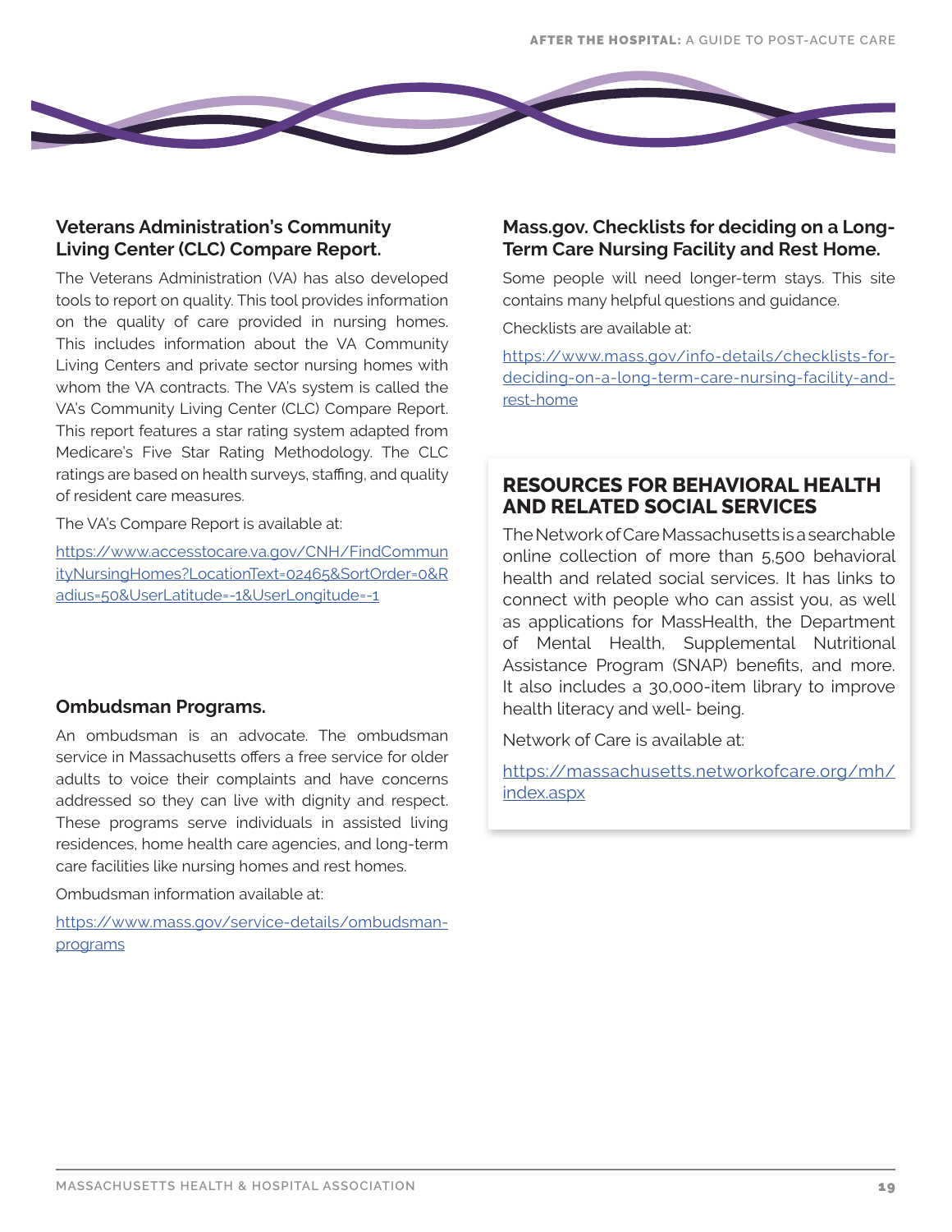### Veterans Administration's Community Living Center (CLC) Compare Report.

The Veterans Administration (VA) has also developed tools to report on quality. This tool provides information on the quality of care provided in nursing homes. This includes information about the VA Community Living Centers and private sector nursing homes with whom the VA contracts. The VA's system is called the VA's Community Living Center (CLC) Compare Report. This report features a star rating system adapted from Medicare's Five Star Rating Methodology. The CLC ratings are based on health surveys, staffing, and quality of resident care measures.

The VA's Compare Report is available at:

https://www.accesstocare.va.gov/CNH/FindCommunityNursingHomes?LocationText=02465&SortOrder=0&Radius=50&UserLatitude=-1&UserLongitude=-1

### Ombudsman Programs.

An ombudsman is an advocate. The ombudsman service in Massachusetts offers a free service for older adults to voice their complaints and have concerns addressed so they can live with dignity and respect. These programs serve individuals in assisted living residences, home health care agencies, and long-term care facilities like nursing homes and rest homes.

Ombudsman information available at:

https://www.mass.gov/service-details/ombudsman-programs

### Mass.gov. Checklists for deciding on a Long-Term Care Nursing Facility and Rest Home.

Some people will need longer-term stays. This site contains many helpful questions and guidance.

Checklists are available at:

https://www.mass.gov/info-details/checklists-for-deciding-on-a-long-term-care-nursing-facility-and-rest-home

## RESOURCES FOR BEHAVIORAL HEALTH AND RELATED SOCIAL SERVICES

The Network of Care Massachusetts is a searchable online collection of more than 5,500 behavioral health and related social services. It has links to connect with people who can assist you, as well as applications for MassHealth, the Department of Mental Health, Supplemental Nutritional Assistance Program (SNAP) benefits, and more. It also includes a 30,000-item library to improve health literacy and well- being.

Network of Care is available at:

https://massachusetts.networkofcare.org/mh/index.aspx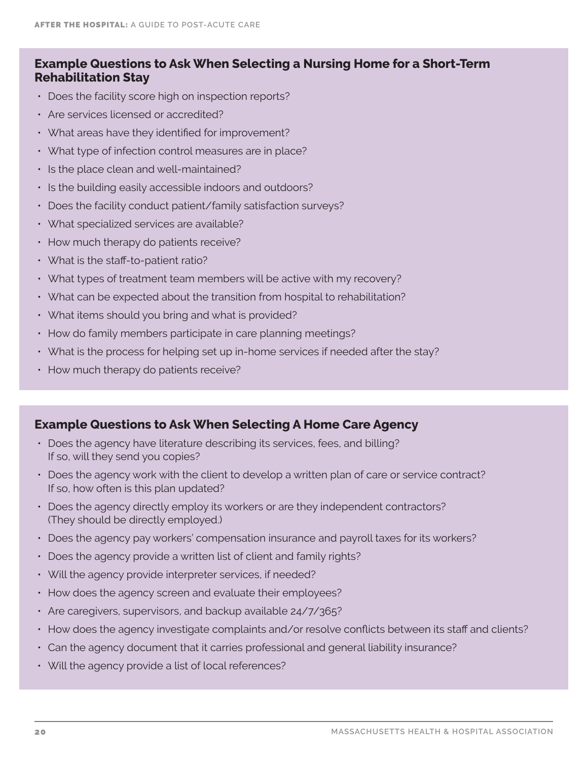## Example Questions to Ask When Selecting a Nursing Home for a Short-Term Rehabilitation Stay

- Does the facility score high on inspection reports?
- Are services licensed or accredited?
- What areas have they identified for improvement?
- What type of infection control measures are in place?
- Is the place clean and well-maintained?
- Is the building easily accessible indoors and outdoors?
- Does the facility conduct patient/family satisfaction surveys?
- What specialized services are available?
- How much therapy do patients receive?
- What is the staff-to-patient ratio?
- What types of treatment team members will be active with my recovery?
- What can be expected about the transition from hospital to rehabilitation?
- What items should you bring and what is provided?
- How do family members participate in care planning meetings?
- What is the process for helping set up in-home services if needed after the stay?
- How much therapy do patients receive?

## Example Questions to Ask When Selecting A Home Care Agency

- Does the agency have literature describing its services, fees, and billing? If so, will they send you copies?
- Does the agency work with the client to develop a written plan of care or service contract? If so, how often is this plan updated?
- Does the agency directly employ its workers or are they independent contractors? (They should be directly employed.)
- Does the agency pay workers' compensation insurance and payroll taxes for its workers?
- Does the agency provide a written list of client and family rights?
- Will the agency provide interpreter services, if needed?
- How does the agency screen and evaluate their employees?
- Are caregivers, supervisors, and backup available 24/7/365?
- How does the agency investigate complaints and/or resolve conflicts between its staff and clients?
- Can the agency document that it carries professional and general liability insurance?
- Will the agency provide a list of local references?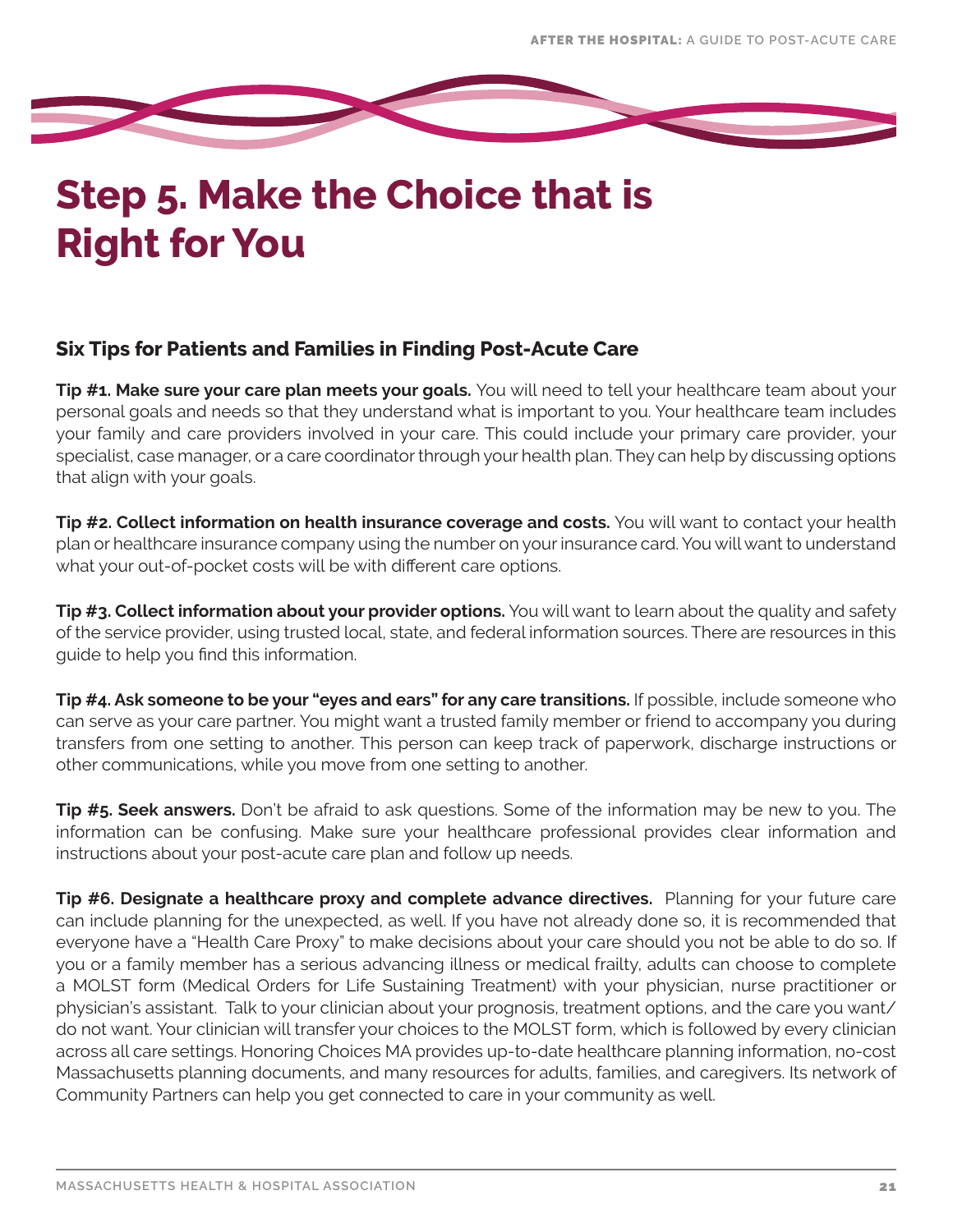# Step 5. Make the Choice that is Right for You

### Six Tips for Patients and Families in Finding Post-Acute Care

**Tip #1. Make sure your care plan meets your goals.** You will need to tell your healthcare team about your personal goals and needs so that they understand what is important to you. Your healthcare team includes your family and care providers involved in your care. This could include your primary care provider, your specialist, case manager, or a care coordinator through your health plan. They can help by discussing options that align with your goals.

**Tip #2. Collect information on health insurance coverage and costs.** You will want to contact your health plan or healthcare insurance company using the number on your insurance card. You will want to understand what your out-of-pocket costs will be with different care options.

**Tip #3. Collect information about your provider options.** You will want to learn about the quality and safety of the service provider, using trusted local, state, and federal information sources. There are resources in this guide to help you find this information.

**Tip #4. Ask someone to be your "eyes and ears" for any care transitions.** If possible, include someone who can serve as your care partner. You might want a trusted family member or friend to accompany you during transfers from one setting to another. This person can keep track of paperwork, discharge instructions or other communications, while you move from one setting to another.

**Tip #5. Seek answers.** Don't be afraid to ask questions. Some of the information may be new to you. The information can be confusing. Make sure your healthcare professional provides clear information and instructions about your post-acute care plan and follow up needs.

**Tip #6. Designate a healthcare proxy and complete advance directives.** Planning for your future care can include planning for the unexpected, as well. If you have not already done so, it is recommended that everyone have a "Health Care Proxy" to make decisions about your care should you not be able to do so. If you or a family member has a serious advancing illness or medical frailty, adults can choose to complete a MOLST form (Medical Orders for Life Sustaining Treatment) with your physician, nurse practitioner or physician's assistant. Talk to your clinician about your prognosis, treatment options, and the care you want/do not want. Your clinician will transfer your choices to the MOLST form, which is followed by every clinician across all care settings. Honoring Choices MA provides up-to-date healthcare planning information, no-cost Massachusetts planning documents, and many resources for adults, families, and caregivers. Its network of Community Partners can help you get connected to care in your community as well.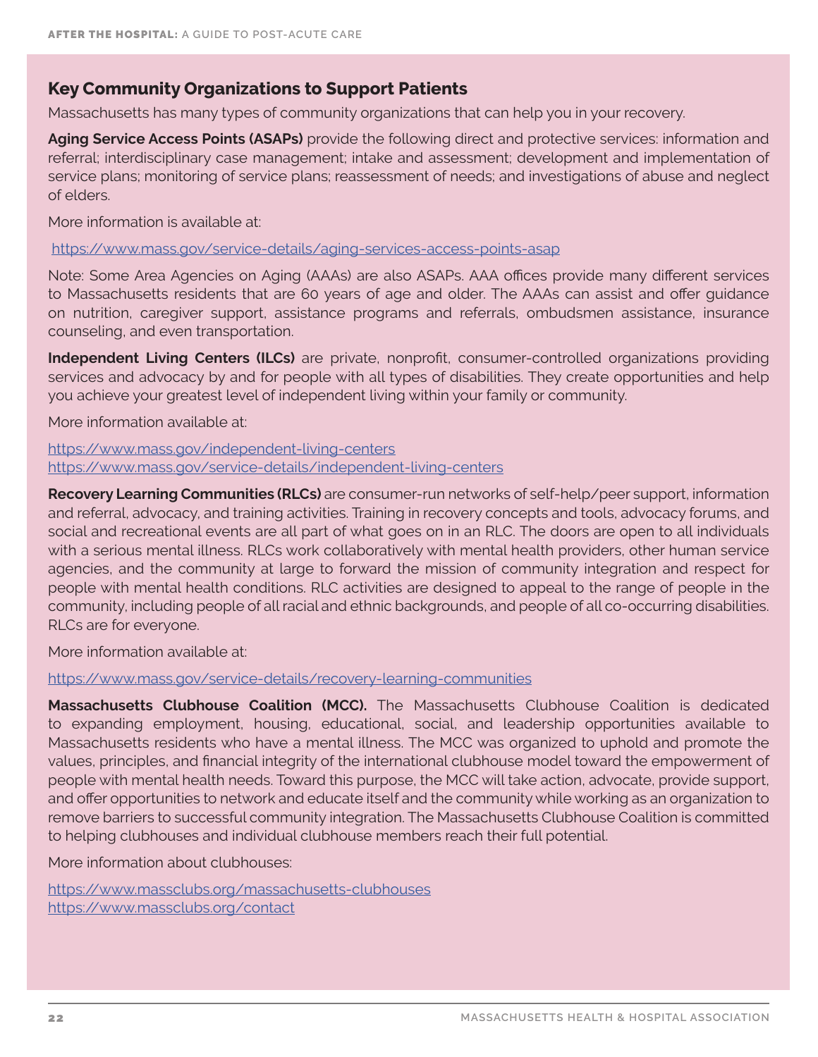## Key Community Organizations to Support Patients

Massachusetts has many types of community organizations that can help you in your recovery.

**Aging Service Access Points (ASAPs)** provide the following direct and protective services: information and referral; interdisciplinary case management; intake and assessment; development and implementation of service plans; monitoring of service plans; reassessment of needs; and investigations of abuse and neglect of elders.

More information is available at:

https://www.mass.gov/service-details/aging-services-access-points-asap

Note: Some Area Agencies on Aging (AAAs) are also ASAPs. AAA offices provide many different services to Massachusetts residents that are 60 years of age and older. The AAAs can assist and offer guidance on nutrition, caregiver support, assistance programs and referrals, ombudsmen assistance, insurance counseling, and even transportation.

**Independent Living Centers (ILCs)** are private, nonprofit, consumer-controlled organizations providing services and advocacy by and for people with all types of disabilities. They create opportunities and help you achieve your greatest level of independent living within your family or community.

More information available at:

https://www.mass.gov/independent-living-centers
https://www.mass.gov/service-details/independent-living-centers

**Recovery Learning Communities (RLCs)** are consumer-run networks of self-help/peer support, information and referral, advocacy, and training activities. Training in recovery concepts and tools, advocacy forums, and social and recreational events are all part of what goes on in an RLC. The doors are open to all individuals with a serious mental illness. RLCs work collaboratively with mental health providers, other human service agencies, and the community at large to forward the mission of community integration and respect for people with mental health conditions. RLC activities are designed to appeal to the range of people in the community, including people of all racial and ethnic backgrounds, and people of all co-occurring disabilities. RLCs are for everyone.

More information available at:

https://www.mass.gov/service-details/recovery-learning-communities

**Massachusetts Clubhouse Coalition (MCC).** The Massachusetts Clubhouse Coalition is dedicated to expanding employment, housing, educational, social, and leadership opportunities available to Massachusetts residents who have a mental illness. The MCC was organized to uphold and promote the values, principles, and financial integrity of the international clubhouse model toward the empowerment of people with mental health needs. Toward this purpose, the MCC will take action, advocate, provide support, and offer opportunities to network and educate itself and the community while working as an organization to remove barriers to successful community integration. The Massachusetts Clubhouse Coalition is committed to helping clubhouses and individual clubhouse members reach their full potential.

More information about clubhouses:

https://www.massclubs.org/massachusetts-clubhouses
https://www.massclubs.org/contact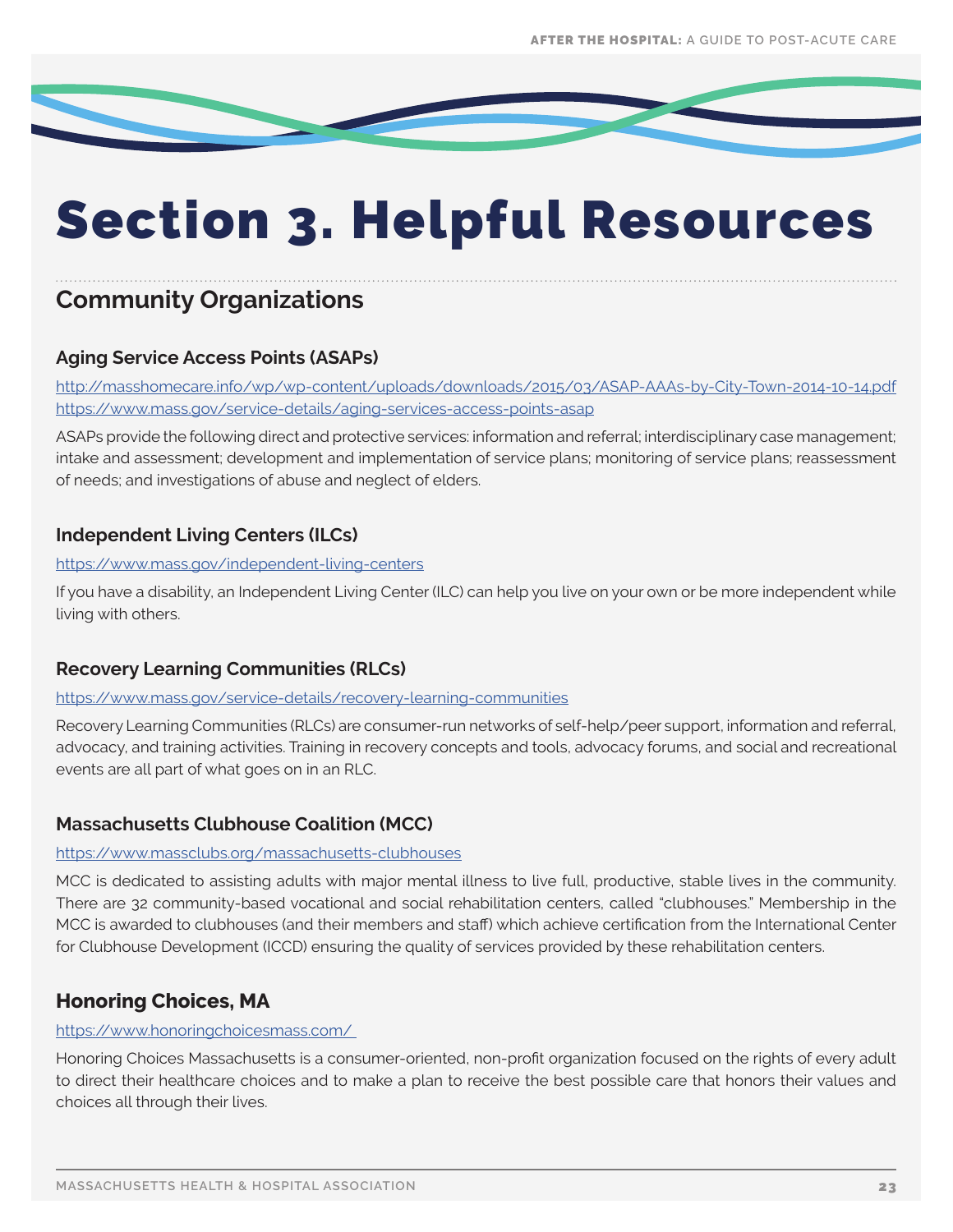# Section 3. Helpful Resources

## Community Organizations

### Aging Service Access Points (ASAPs)

http://masshomecare.info/wp/wp-content/uploads/downloads/2015/03/ASAP-AAAs-by-City-Town-2014-10-14.pdf
https://www.mass.gov/service-details/aging-services-access-points-asap

ASAPs provide the following direct and protective services: information and referral; interdisciplinary case management; intake and assessment; development and implementation of service plans; monitoring of service plans; reassessment of needs; and investigations of abuse and neglect of elders.

### Independent Living Centers (ILCs)

https://www.mass.gov/independent-living-centers

If you have a disability, an Independent Living Center (ILC) can help you live on your own or be more independent while living with others.

### Recovery Learning Communities (RLCs)

https://www.mass.gov/service-details/recovery-learning-communities

Recovery Learning Communities (RLCs) are consumer-run networks of self-help/peer support, information and referral, advocacy, and training activities. Training in recovery concepts and tools, advocacy forums, and social and recreational events are all part of what goes on in an RLC.

### Massachusetts Clubhouse Coalition (MCC)

https://www.massclubs.org/massachusetts-clubhouses

MCC is dedicated to assisting adults with major mental illness to live full, productive, stable lives in the community. There are 32 community-based vocational and social rehabilitation centers, called "clubhouses." Membership in the MCC is awarded to clubhouses (and their members and staff) which achieve certification from the International Center for Clubhouse Development (ICCD) ensuring the quality of services provided by these rehabilitation centers.

### Honoring Choices, MA

https://www.honoringchoicesmass.com/

Honoring Choices Massachusetts is a consumer-oriented, non-profit organization focused on the rights of every adult to direct their healthcare choices and to make a plan to receive the best possible care that honors their values and choices all through their lives.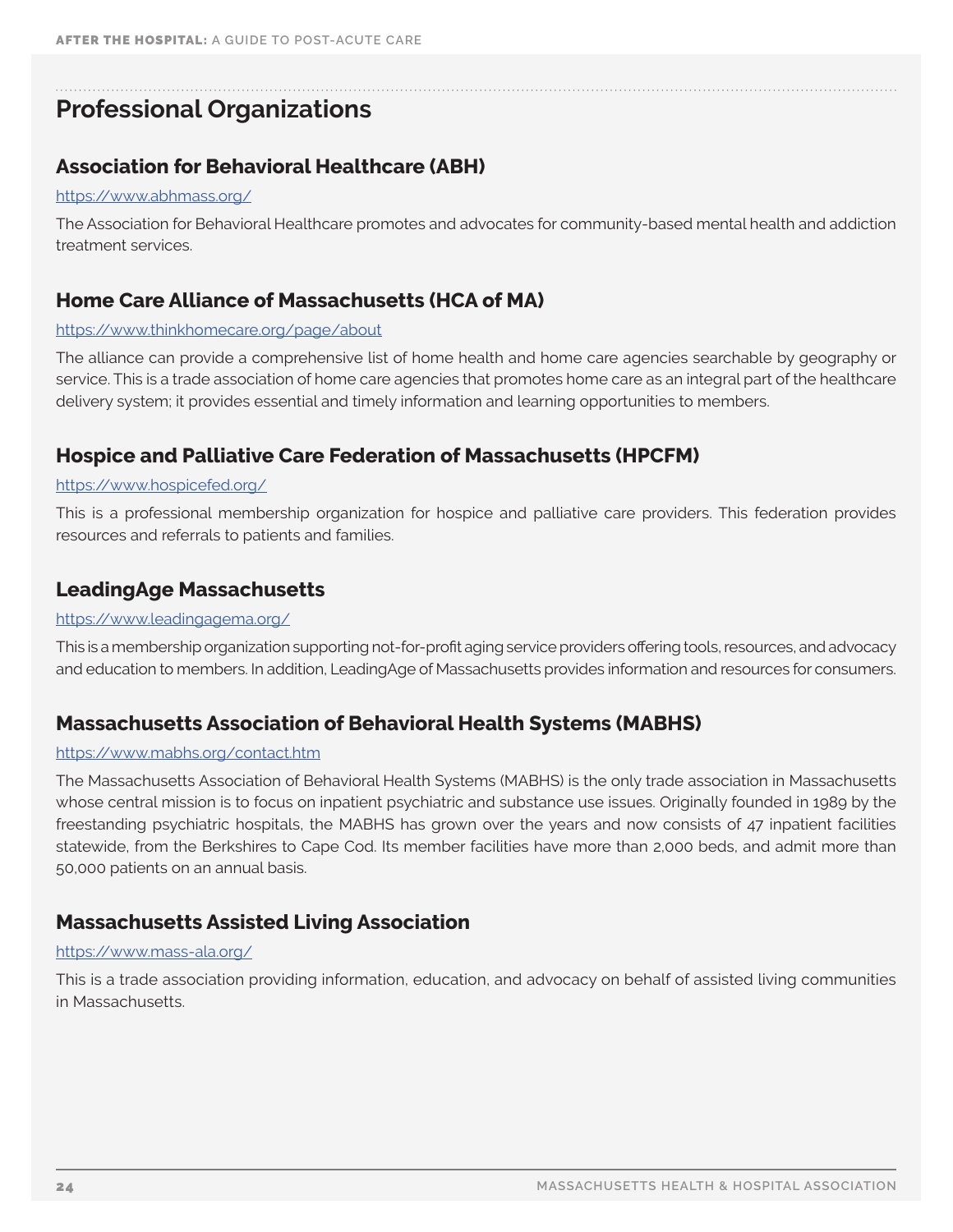## Professional Organizations

### Association for Behavioral Healthcare (ABH)

https://www.abhmass.org/

The Association for Behavioral Healthcare promotes and advocates for community-based mental health and addiction treatment services.

### Home Care Alliance of Massachusetts (HCA of MA)

https://www.thinkhomecare.org/page/about

The alliance can provide a comprehensive list of home health and home care agencies searchable by geography or service. This is a trade association of home care agencies that promotes home care as an integral part of the healthcare delivery system; it provides essential and timely information and learning opportunities to members.

### Hospice and Palliative Care Federation of Massachusetts (HPCFM)

https://www.hospicefed.org/

This is a professional membership organization for hospice and palliative care providers. This federation provides resources and referrals to patients and families.

### LeadingAge Massachusetts

https://www.leadingagema.org/

This is a membership organization supporting not-for-profit aging service providers offering tools, resources, and advocacy and education to members. In addition, LeadingAge of Massachusetts provides information and resources for consumers.

### Massachusetts Association of Behavioral Health Systems (MABHS)

https://www.mabhs.org/contact.htm

The Massachusetts Association of Behavioral Health Systems (MABHS) is the only trade association in Massachusetts whose central mission is to focus on inpatient psychiatric and substance use issues. Originally founded in 1989 by the freestanding psychiatric hospitals, the MABHS has grown over the years and now consists of 47 inpatient facilities statewide, from the Berkshires to Cape Cod. Its member facilities have more than 2,000 beds, and admit more than 50,000 patients on an annual basis.

### Massachusetts Assisted Living Association

https://www.mass-ala.org/

This is a trade association providing information, education, and advocacy on behalf of assisted living communities in Massachusetts.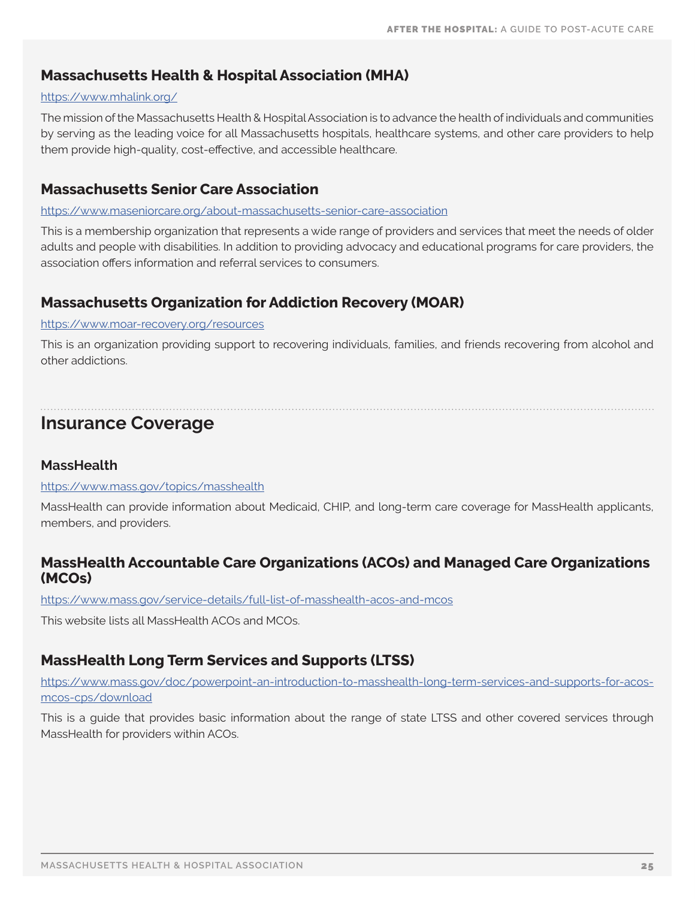### Massachusetts Health & Hospital Association (MHA)

https://www.mhalink.org/

The mission of the Massachusetts Health & Hospital Association is to advance the health of individuals and communities by serving as the leading voice for all Massachusetts hospitals, healthcare systems, and other care providers to help them provide high-quality, cost-effective, and accessible healthcare.

### Massachusetts Senior Care Association

https://www.maseniorcare.org/about-massachusetts-senior-care-association

This is a membership organization that represents a wide range of providers and services that meet the needs of older adults and people with disabilities. In addition to providing advocacy and educational programs for care providers, the association offers information and referral services to consumers.

### Massachusetts Organization for Addiction Recovery (MOAR)

https://www.moar-recovery.org/resources

This is an organization providing support to recovering individuals, families, and friends recovering from alcohol and other addictions.

## Insurance Coverage

### MassHealth

https://www.mass.gov/topics/masshealth

MassHealth can provide information about Medicaid, CHIP, and long-term care coverage for MassHealth applicants, members, and providers.

### MassHealth Accountable Care Organizations (ACOs) and Managed Care Organizations (MCOs)

https://www.mass.gov/service-details/full-list-of-masshealth-acos-and-mcos

This website lists all MassHealth ACOs and MCOs.

### MassHealth Long Term Services and Supports (LTSS)

https://www.mass.gov/doc/powerpoint-an-introduction-to-masshealth-long-term-services-and-supports-for-acos-mcos-cps/download

This is a guide that provides basic information about the range of state LTSS and other covered services through MassHealth for providers within ACOs.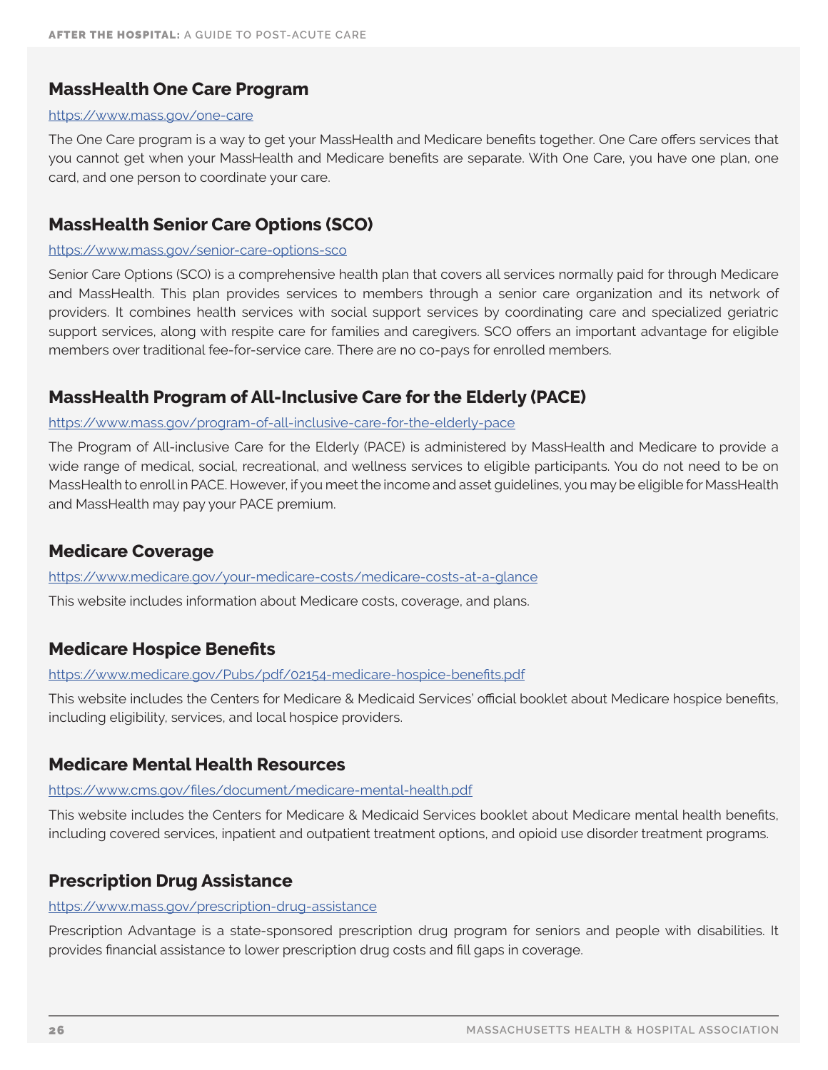### MassHealth One Care Program

https://www.mass.gov/one-care

The One Care program is a way to get your MassHealth and Medicare benefits together. One Care offers services that you cannot get when your MassHealth and Medicare benefits are separate. With One Care, you have one plan, one card, and one person to coordinate your care.

### MassHealth Senior Care Options (SCO)

https://www.mass.gov/senior-care-options-sco

Senior Care Options (SCO) is a comprehensive health plan that covers all services normally paid for through Medicare and MassHealth. This plan provides services to members through a senior care organization and its network of providers. It combines health services with social support services by coordinating care and specialized geriatric support services, along with respite care for families and caregivers. SCO offers an important advantage for eligible members over traditional fee-for-service care. There are no co-pays for enrolled members.

### MassHealth Program of All-Inclusive Care for the Elderly (PACE)

https://www.mass.gov/program-of-all-inclusive-care-for-the-elderly-pace

The Program of All-inclusive Care for the Elderly (PACE) is administered by MassHealth and Medicare to provide a wide range of medical, social, recreational, and wellness services to eligible participants. You do not need to be on MassHealth to enroll in PACE. However, if you meet the income and asset guidelines, you may be eligible for MassHealth and MassHealth may pay your PACE premium.

### Medicare Coverage

https://www.medicare.gov/your-medicare-costs/medicare-costs-at-a-glance

This website includes information about Medicare costs, coverage, and plans.

### Medicare Hospice Benefits

https://www.medicare.gov/Pubs/pdf/02154-medicare-hospice-benefits.pdf

This website includes the Centers for Medicare & Medicaid Services' official booklet about Medicare hospice benefits, including eligibility, services, and local hospice providers.

### Medicare Mental Health Resources

https://www.cms.gov/files/document/medicare-mental-health.pdf

This website includes the Centers for Medicare & Medicaid Services booklet about Medicare mental health benefits, including covered services, inpatient and outpatient treatment options, and opioid use disorder treatment programs.

### Prescription Drug Assistance

https://www.mass.gov/prescription-drug-assistance

Prescription Advantage is a state-sponsored prescription drug program for seniors and people with disabilities. It provides financial assistance to lower prescription drug costs and fill gaps in coverage.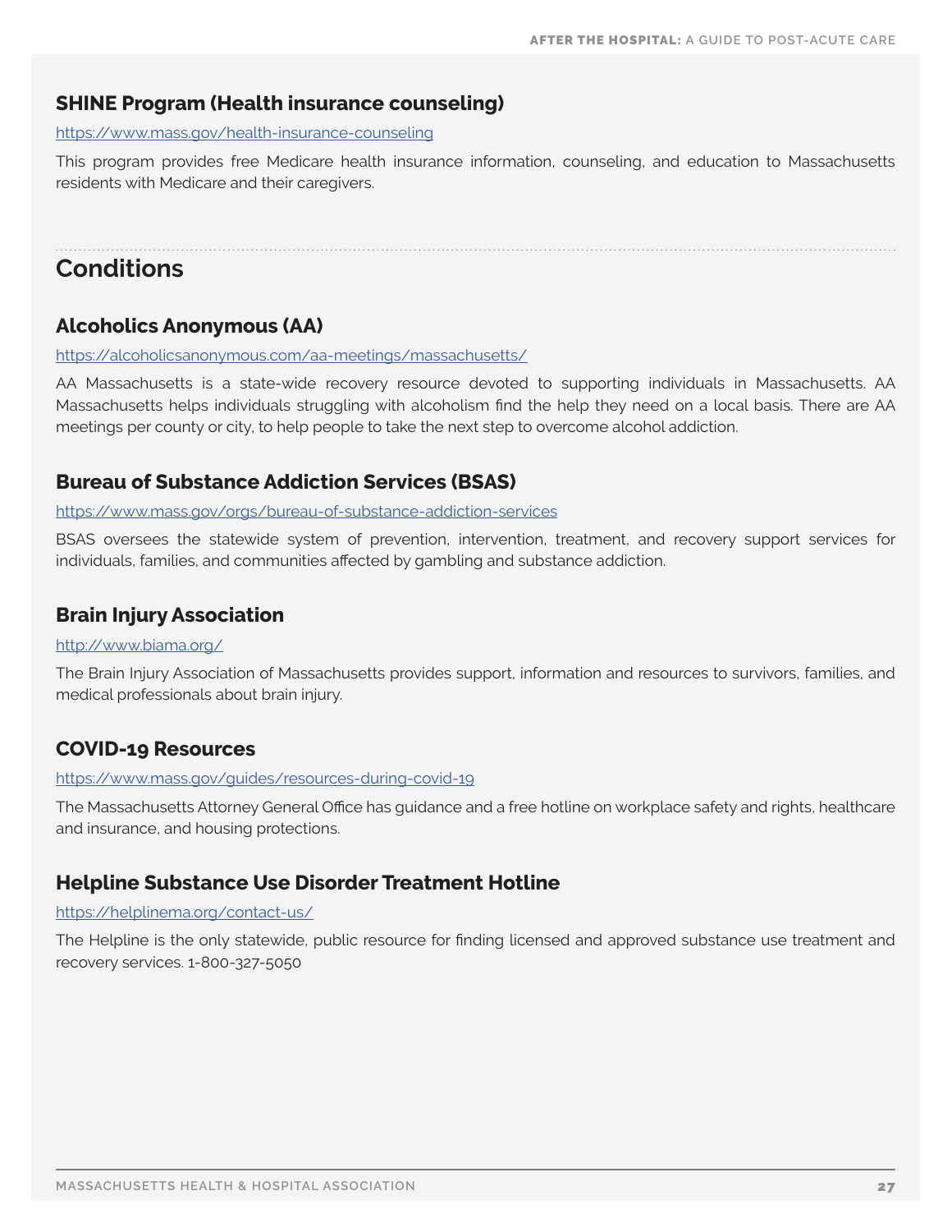### SHINE Program (Health insurance counseling)

https://www.mass.gov/health-insurance-counseling

This program provides free Medicare health insurance information, counseling, and education to Massachusetts residents with Medicare and their caregivers.

## Conditions

### Alcoholics Anonymous (AA)

https://alcoholicsanonymous.com/aa-meetings/massachusetts/

AA Massachusetts is a state-wide recovery resource devoted to supporting individuals in Massachusetts. AA Massachusetts helps individuals struggling with alcoholism find the help they need on a local basis. There are AA meetings per county or city, to help people to take the next step to overcome alcohol addiction.

### Bureau of Substance Addiction Services (BSAS)

https://www.mass.gov/orgs/bureau-of-substance-addiction-services

BSAS oversees the statewide system of prevention, intervention, treatment, and recovery support services for individuals, families, and communities affected by gambling and substance addiction.

### Brain Injury Association

http://www.biama.org/

The Brain Injury Association of Massachusetts provides support, information and resources to survivors, families, and medical professionals about brain injury.

### COVID-19 Resources

https://www.mass.gov/guides/resources-during-covid-19

The Massachusetts Attorney General Office has guidance and a free hotline on workplace safety and rights, healthcare and insurance, and housing protections.

### Helpline Substance Use Disorder Treatment Hotline

https://helplinema.org/contact-us/

The Helpline is the only statewide, public resource for finding licensed and approved substance use treatment and recovery services. 1-800-327-5050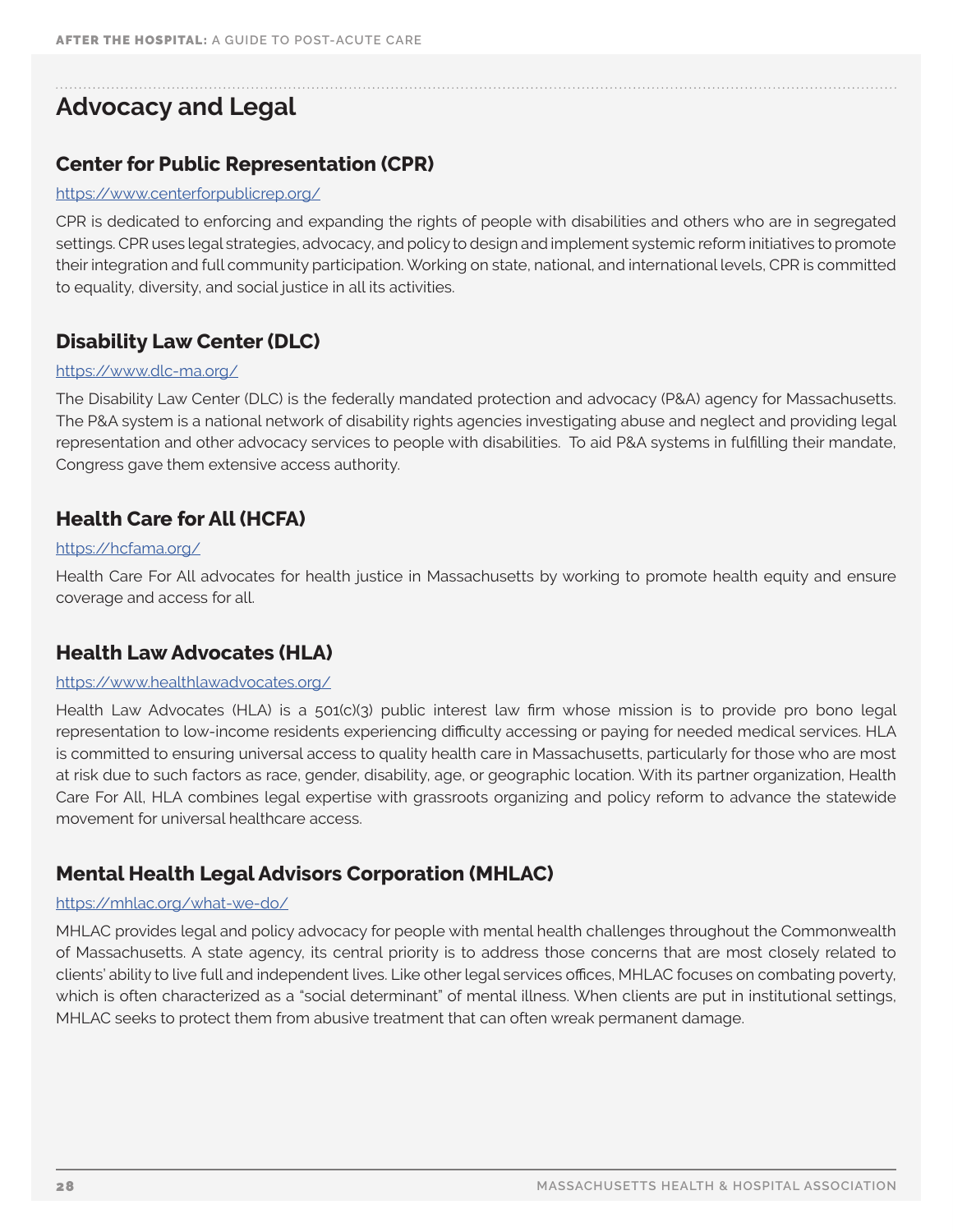## Advocacy and Legal

### Center for Public Representation (CPR)

https://www.centerforpublicrep.org/

CPR is dedicated to enforcing and expanding the rights of people with disabilities and others who are in segregated settings. CPR uses legal strategies, advocacy, and policy to design and implement systemic reform initiatives to promote their integration and full community participation. Working on state, national, and international levels, CPR is committed to equality, diversity, and social justice in all its activities.

### Disability Law Center (DLC)

https://www.dlc-ma.org/

The Disability Law Center (DLC) is the federally mandated protection and advocacy (P&A) agency for Massachusetts. The P&A system is a national network of disability rights agencies investigating abuse and neglect and providing legal representation and other advocacy services to people with disabilities. To aid P&A systems in fulfilling their mandate, Congress gave them extensive access authority.

### Health Care for All (HCFA)

https://hcfama.org/

Health Care For All advocates for health justice in Massachusetts by working to promote health equity and ensure coverage and access for all.

### Health Law Advocates (HLA)

https://www.healthlawadvocates.org/

Health Law Advocates (HLA) is a 501(c)(3) public interest law firm whose mission is to provide pro bono legal representation to low-income residents experiencing difficulty accessing or paying for needed medical services. HLA is committed to ensuring universal access to quality health care in Massachusetts, particularly for those who are most at risk due to such factors as race, gender, disability, age, or geographic location. With its partner organization, Health Care For All, HLA combines legal expertise with grassroots organizing and policy reform to advance the statewide movement for universal healthcare access.

### Mental Health Legal Advisors Corporation (MHLAC)

https://mhlac.org/what-we-do/

MHLAC provides legal and policy advocacy for people with mental health challenges throughout the Commonwealth of Massachusetts. A state agency, its central priority is to address those concerns that are most closely related to clients' ability to live full and independent lives. Like other legal services offices, MHLAC focuses on combating poverty, which is often characterized as a "social determinant" of mental illness. When clients are put in institutional settings, MHLAC seeks to protect them from abusive treatment that can often wreak permanent damage.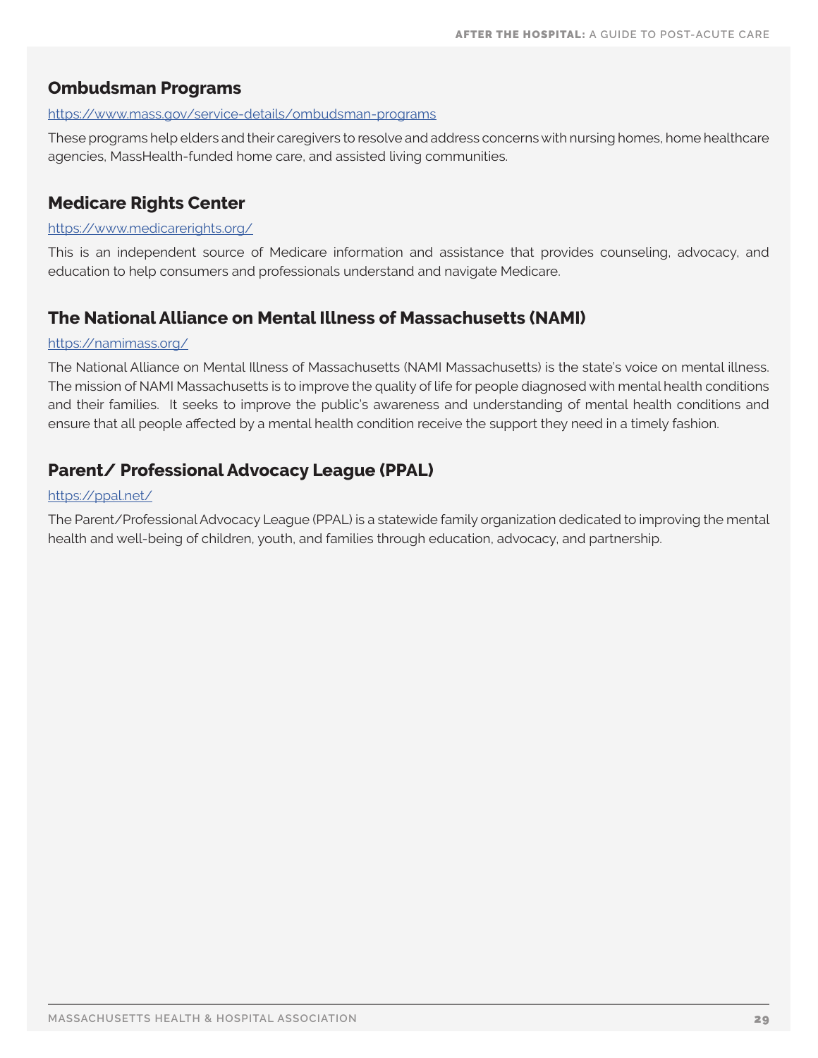### Ombudsman Programs

https://www.mass.gov/service-details/ombudsman-programs

These programs help elders and their caregivers to resolve and address concerns with nursing homes, home healthcare agencies, MassHealth-funded home care, and assisted living communities.

### Medicare Rights Center

https://www.medicarerights.org/

This is an independent source of Medicare information and assistance that provides counseling, advocacy, and education to help consumers and professionals understand and navigate Medicare.

### The National Alliance on Mental Illness of Massachusetts (NAMI)

https://namimass.org/

The National Alliance on Mental Illness of Massachusetts (NAMI Massachusetts) is the state's voice on mental illness. The mission of NAMI Massachusetts is to improve the quality of life for people diagnosed with mental health conditions and their families. It seeks to improve the public's awareness and understanding of mental health conditions and ensure that all people affected by a mental health condition receive the support they need in a timely fashion.

### Parent/ Professional Advocacy League (PPAL)

https://ppal.net/

The Parent/Professional Advocacy League (PPAL) is a statewide family organization dedicated to improving the mental health and well-being of children, youth, and families through education, advocacy, and partnership.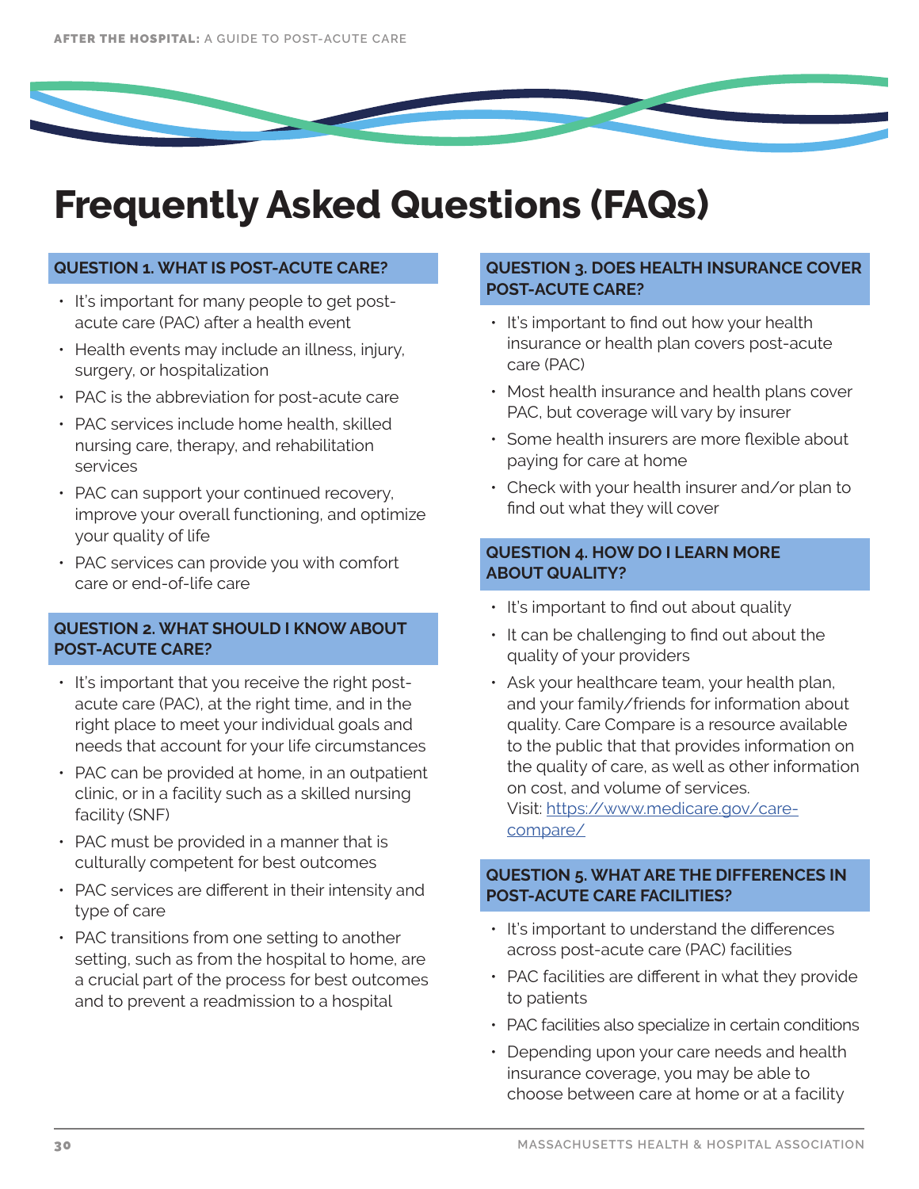# Frequently Asked Questions (FAQs)

## QUESTION 1. WHAT IS POST-ACUTE CARE?

- It's important for many people to get post-acute care (PAC) after a health event
- Health events may include an illness, injury, surgery, or hospitalization
- PAC is the abbreviation for post-acute care
- PAC services include home health, skilled nursing care, therapy, and rehabilitation services
- PAC can support your continued recovery, improve your overall functioning, and optimize your quality of life
- PAC services can provide you with comfort care or end-of-life care

## QUESTION 2. WHAT SHOULD I KNOW ABOUT POST-ACUTE CARE?

- It's important that you receive the right post-acute care (PAC), at the right time, and in the right place to meet your individual goals and needs that account for your life circumstances
- PAC can be provided at home, in an outpatient clinic, or in a facility such as a skilled nursing facility (SNF)
- PAC must be provided in a manner that is culturally competent for best outcomes
- PAC services are different in their intensity and type of care
- PAC transitions from one setting to another setting, such as from the hospital to home, are a crucial part of the process for best outcomes and to prevent a readmission to a hospital

## QUESTION 3. DOES HEALTH INSURANCE COVER POST-ACUTE CARE?

- It's important to find out how your health insurance or health plan covers post-acute care (PAC)
- Most health insurance and health plans cover PAC, but coverage will vary by insurer
- Some health insurers are more flexible about paying for care at home
- Check with your health insurer and/or plan to find out what they will cover

## QUESTION 4. HOW DO I LEARN MORE ABOUT QUALITY?

- It's important to find out about quality
- It can be challenging to find out about the quality of your providers
- Ask your healthcare team, your health plan, and your family/friends for information about quality. Care Compare is a resource available to the public that that provides information on the quality of care, as well as other information on cost, and volume of services. Visit: [https://www.medicare.gov/care-compare/](https://www.medicare.gov/care-compare/)

## QUESTION 5. WHAT ARE THE DIFFERENCES IN POST-ACUTE CARE FACILITIES?

- It's important to understand the differences across post-acute care (PAC) facilities
- PAC facilities are different in what they provide to patients
- PAC facilities also specialize in certain conditions
- Depending upon your care needs and health insurance coverage, you may be able to choose between care at home or at a facility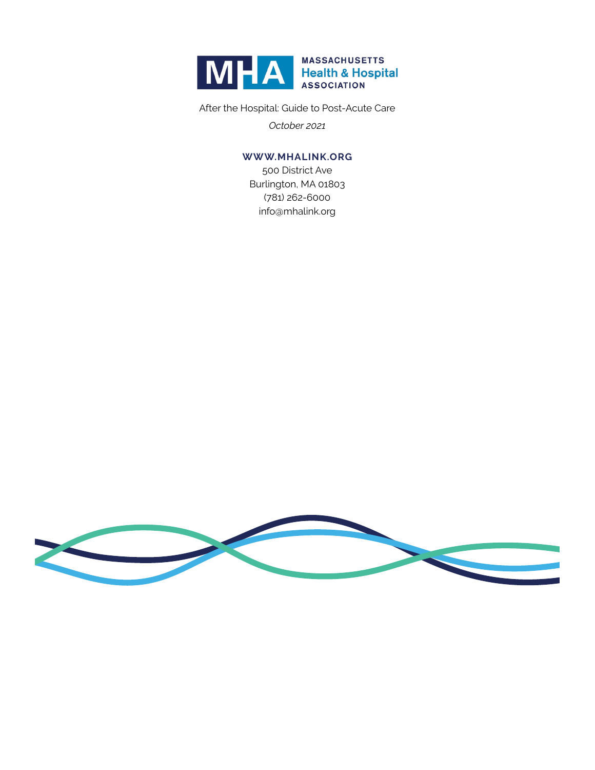MASSACHUSETTS Health & Hospital ASSOCIATION

After the Hospital: Guide to Post-Acute Care

*October 2021*

**WWW.MHALINK.ORG**

500 District Ave
Burlington, MA 01803
(781) 262-6000
info@mhalink.org